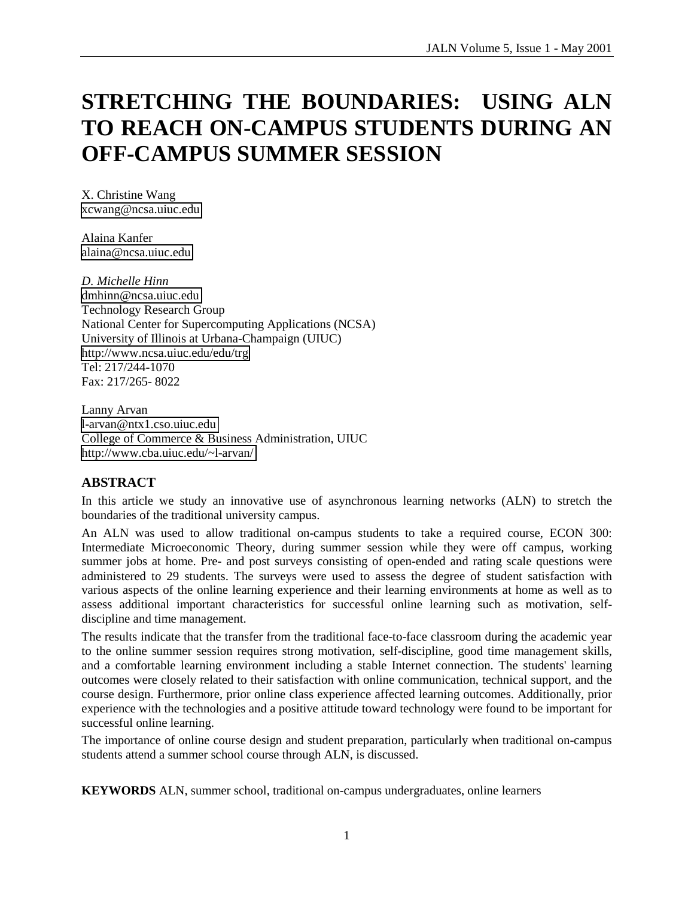# STRETCHING THE BOUNDARIES: USING ALN TO REACH ON-CAMPUS STUDENTS DURING AN OFF-CAMPUS SUMMER SESSION

X. Christine Wang
xcwang@ncsa.uiuc.edu

Alaina Kanfer
alaina@ncsa.uiuc.edu

*D. Michelle Hinn*
dmhinn@ncsa.uiuc.edu
Technology Research Group
National Center for Supercomputing Applications (NCSA)
University of Illinois at Urbana-Champaign (UIUC)
http://www.ncsa.uiuc.edu/edu/trg
Tel: 217/244-1070
Fax: 217/265- 8022

Lanny Arvan
l-arvan@ntx1.cso.uiuc.edu
College of Commerce & Business Administration, UIUC
http://www.cba.uiuc.edu/~l-arvan/

## ABSTRACT

In this article we study an innovative use of asynchronous learning networks (ALN) to stretch the boundaries of the traditional university campus.

An ALN was used to allow traditional on-campus students to take a required course, ECON 300: Intermediate Microeconomic Theory, during summer session while they were off campus, working summer jobs at home. Pre- and post surveys consisting of open-ended and rating scale questions were administered to 29 students. The surveys were used to assess the degree of student satisfaction with various aspects of the online learning experience and their learning environments at home as well as to assess additional important characteristics for successful online learning such as motivation, self-discipline and time management.

The results indicate that the transfer from the traditional face-to-face classroom during the academic year to the online summer session requires strong motivation, self-discipline, good time management skills, and a comfortable learning environment including a stable Internet connection. The students' learning outcomes were closely related to their satisfaction with online communication, technical support, and the course design. Furthermore, prior online class experience affected learning outcomes. Additionally, prior experience with the technologies and a positive attitude toward technology were found to be important for successful online learning.

The importance of online course design and student preparation, particularly when traditional on-campus students attend a summer school course through ALN, is discussed.

**KEYWORDS** ALN, summer school, traditional on-campus undergraduates, online learners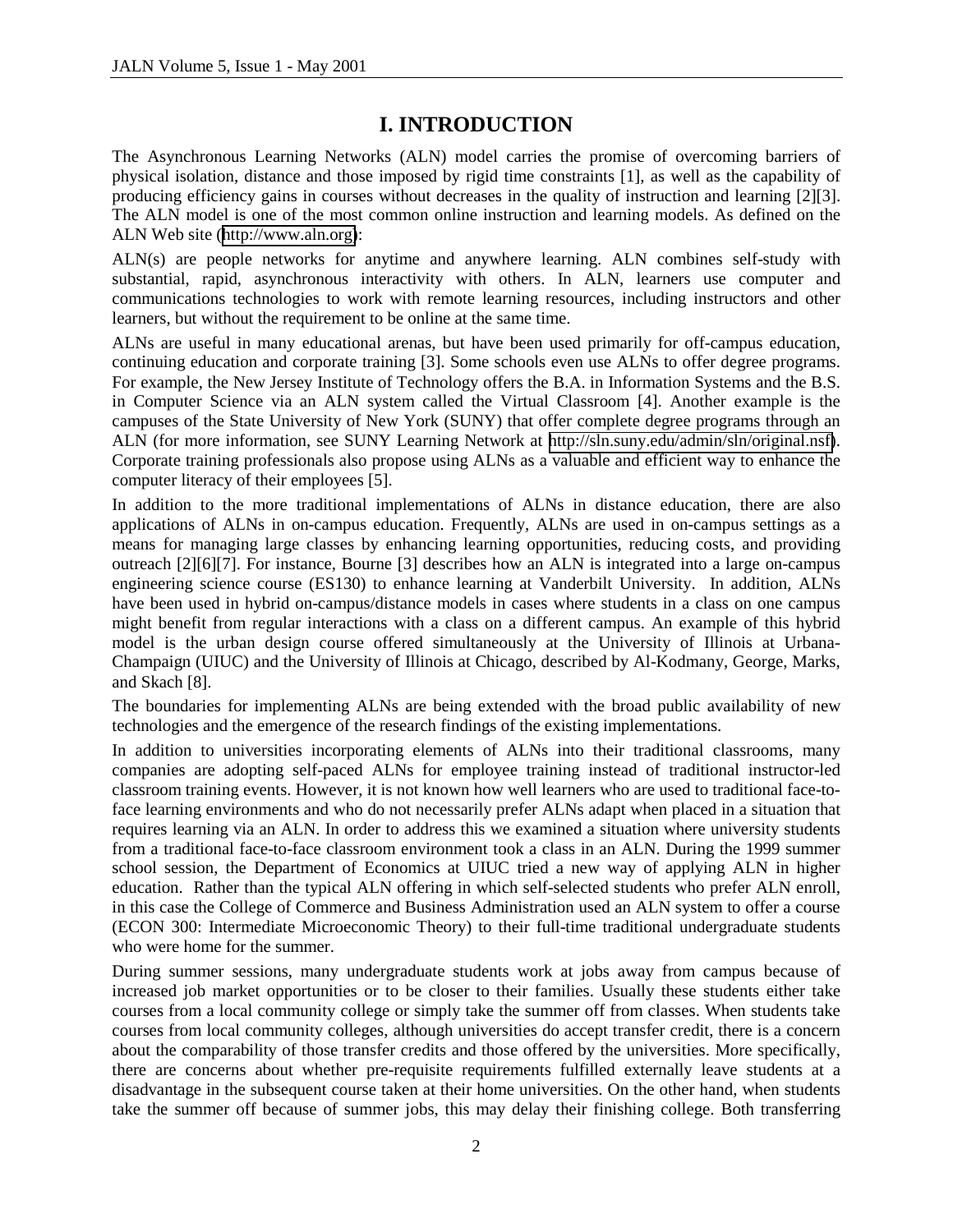# I. INTRODUCTION

The Asynchronous Learning Networks (ALN) model carries the promise of overcoming barriers of physical isolation, distance and those imposed by rigid time constraints [1], as well as the capability of producing efficiency gains in courses without decreases in the quality of instruction and learning [2][3]. The ALN model is one of the most common online instruction and learning models. As defined on the ALN Web site (http://www.aln.org):

ALN(s) are people networks for anytime and anywhere learning. ALN combines self-study with substantial, rapid, asynchronous interactivity with others. In ALN, learners use computer and communications technologies to work with remote learning resources, including instructors and other learners, but without the requirement to be online at the same time.

ALNs are useful in many educational arenas, but have been used primarily for off-campus education, continuing education and corporate training [3]. Some schools even use ALNs to offer degree programs. For example, the New Jersey Institute of Technology offers the B.A. in Information Systems and the B.S. in Computer Science via an ALN system called the Virtual Classroom [4]. Another example is the campuses of the State University of New York (SUNY) that offer complete degree programs through an ALN (for more information, see SUNY Learning Network at http://sln.suny.edu/admin/sln/original.nsf). Corporate training professionals also propose using ALNs as a valuable and efficient way to enhance the computer literacy of their employees [5].

In addition to the more traditional implementations of ALNs in distance education, there are also applications of ALNs in on-campus education. Frequently, ALNs are used in on-campus settings as a means for managing large classes by enhancing learning opportunities, reducing costs, and providing outreach [2][6][7]. For instance, Bourne [3] describes how an ALN is integrated into a large on-campus engineering science course (ES130) to enhance learning at Vanderbilt University. In addition, ALNs have been used in hybrid on-campus/distance models in cases where students in a class on one campus might benefit from regular interactions with a class on a different campus. An example of this hybrid model is the urban design course offered simultaneously at the University of Illinois at Urbana-Champaign (UIUC) and the University of Illinois at Chicago, described by Al-Kodmany, George, Marks, and Skach [8].

The boundaries for implementing ALNs are being extended with the broad public availability of new technologies and the emergence of the research findings of the existing implementations.

In addition to universities incorporating elements of ALNs into their traditional classrooms, many companies are adopting self-paced ALNs for employee training instead of traditional instructor-led classroom training events. However, it is not known how well learners who are used to traditional face-to-face learning environments and who do not necessarily prefer ALNs adapt when placed in a situation that requires learning via an ALN. In order to address this we examined a situation where university students from a traditional face-to-face classroom environment took a class in an ALN. During the 1999 summer school session, the Department of Economics at UIUC tried a new way of applying ALN in higher education. Rather than the typical ALN offering in which self-selected students who prefer ALN enroll, in this case the College of Commerce and Business Administration used an ALN system to offer a course (ECON 300: Intermediate Microeconomic Theory) to their full-time traditional undergraduate students who were home for the summer.

During summer sessions, many undergraduate students work at jobs away from campus because of increased job market opportunities or to be closer to their families. Usually these students either take courses from a local community college or simply take the summer off from classes. When students take courses from local community colleges, although universities do accept transfer credit, there is a concern about the comparability of those transfer credits and those offered by the universities. More specifically, there are concerns about whether pre-requisite requirements fulfilled externally leave students at a disadvantage in the subsequent course taken at their home universities. On the other hand, when students take the summer off because of summer jobs, this may delay their finishing college. Both transferring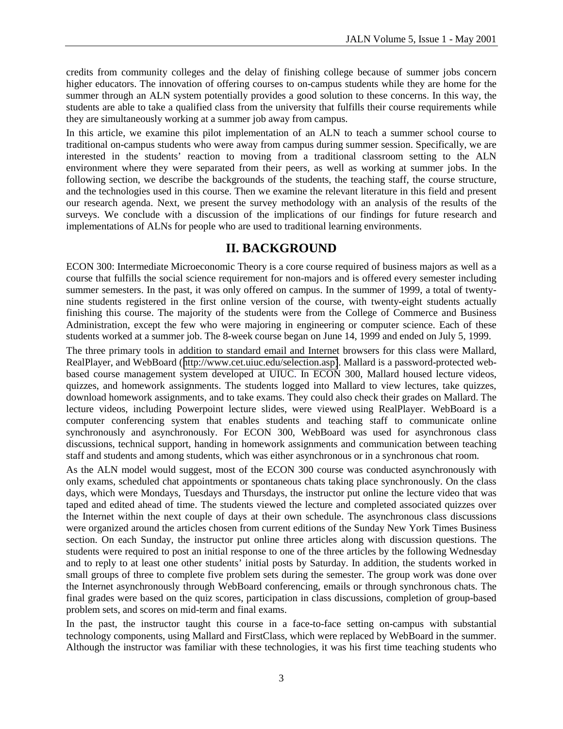credits from community colleges and the delay of finishing college because of summer jobs concern higher educators. The innovation of offering courses to on-campus students while they are home for the summer through an ALN system potentially provides a good solution to these concerns. In this way, the students are able to take a qualified class from the university that fulfills their course requirements while they are simultaneously working at a summer job away from campus.

In this article, we examine this pilot implementation of an ALN to teach a summer school course to traditional on-campus students who were away from campus during summer session. Specifically, we are interested in the students' reaction to moving from a traditional classroom setting to the ALN environment where they were separated from their peers, as well as working at summer jobs. In the following section, we describe the backgrounds of the students, the teaching staff, the course structure, and the technologies used in this course. Then we examine the relevant literature in this field and present our research agenda. Next, we present the survey methodology with an analysis of the results of the surveys. We conclude with a discussion of the implications of our findings for future research and implementations of ALNs for people who are used to traditional learning environments.

## II. BACKGROUND

ECON 300: Intermediate Microeconomic Theory is a core course required of business majors as well as a course that fulfills the social science requirement for non-majors and is offered every semester including summer semesters. In the past, it was only offered on campus. In the summer of 1999, a total of twenty-nine students registered in the first online version of the course, with twenty-eight students actually finishing this course. The majority of the students were from the College of Commerce and Business Administration, except the few who were majoring in engineering or computer science. Each of these students worked at a summer job. The 8-week course began on June 14, 1999 and ended on July 5, 1999.

The three primary tools in addition to standard email and Internet browsers for this class were Mallard, RealPlayer, and WebBoard (http://www.cet.uiuc.edu/selection.asp). Mallard is a password-protected web-based course management system developed at UIUC. In ECON 300, Mallard housed lecture videos, quizzes, and homework assignments. The students logged into Mallard to view lectures, take quizzes, download homework assignments, and to take exams. They could also check their grades on Mallard. The lecture videos, including Powerpoint lecture slides, were viewed using RealPlayer. WebBoard is a computer conferencing system that enables students and teaching staff to communicate online synchronously and asynchronously. For ECON 300, WebBoard was used for asynchronous class discussions, technical support, handing in homework assignments and communication between teaching staff and students and among students, which was either asynchronous or in a synchronous chat room.

As the ALN model would suggest, most of the ECON 300 course was conducted asynchronously with only exams, scheduled chat appointments or spontaneous chats taking place synchronously. On the class days, which were Mondays, Tuesdays and Thursdays, the instructor put online the lecture video that was taped and edited ahead of time. The students viewed the lecture and completed associated quizzes over the Internet within the next couple of days at their own schedule. The asynchronous class discussions were organized around the articles chosen from current editions of the Sunday New York Times Business section. On each Sunday, the instructor put online three articles along with discussion questions. The students were required to post an initial response to one of the three articles by the following Wednesday and to reply to at least one other students' initial posts by Saturday. In addition, the students worked in small groups of three to complete five problem sets during the semester. The group work was done over the Internet asynchronously through WebBoard conferencing, emails or through synchronous chats. The final grades were based on the quiz scores, participation in class discussions, completion of group-based problem sets, and scores on mid-term and final exams.

In the past, the instructor taught this course in a face-to-face setting on-campus with substantial technology components, using Mallard and FirstClass, which were replaced by WebBoard in the summer. Although the instructor was familiar with these technologies, it was his first time teaching students who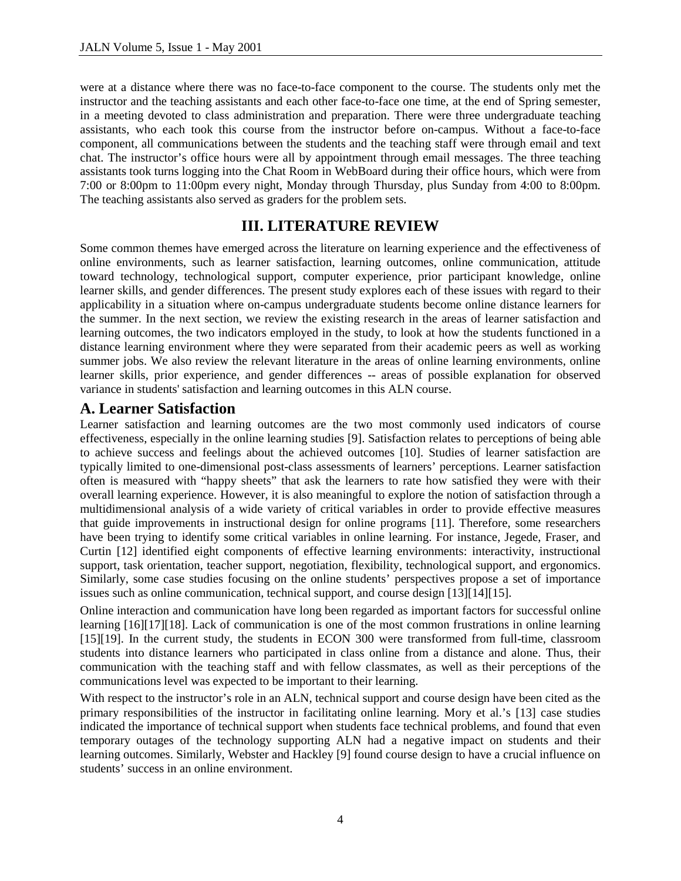were at a distance where there was no face-to-face component to the course. The students only met the instructor and the teaching assistants and each other face-to-face one time, at the end of Spring semester, in a meeting devoted to class administration and preparation. There were three undergraduate teaching assistants, who each took this course from the instructor before on-campus. Without a face-to-face component, all communications between the students and the teaching staff were through email and text chat. The instructor's office hours were all by appointment through email messages. The three teaching assistants took turns logging into the Chat Room in WebBoard during their office hours, which were from 7:00 or 8:00pm to 11:00pm every night, Monday through Thursday, plus Sunday from 4:00 to 8:00pm. The teaching assistants also served as graders for the problem sets.

## III. LITERATURE REVIEW

Some common themes have emerged across the literature on learning experience and the effectiveness of online environments, such as learner satisfaction, learning outcomes, online communication, attitude toward technology, technological support, computer experience, prior participant knowledge, online learner skills, and gender differences. The present study explores each of these issues with regard to their applicability in a situation where on-campus undergraduate students become online distance learners for the summer. In the next section, we review the existing research in the areas of learner satisfaction and learning outcomes, the two indicators employed in the study, to look at how the students functioned in a distance learning environment where they were separated from their academic peers as well as working summer jobs. We also review the relevant literature in the areas of online learning environments, online learner skills, prior experience, and gender differences -- areas of possible explanation for observed variance in students' satisfaction and learning outcomes in this ALN course.

### A. Learner Satisfaction

Learner satisfaction and learning outcomes are the two most commonly used indicators of course effectiveness, especially in the online learning studies [9]. Satisfaction relates to perceptions of being able to achieve success and feelings about the achieved outcomes [10]. Studies of learner satisfaction are typically limited to one-dimensional post-class assessments of learners' perceptions. Learner satisfaction often is measured with "happy sheets" that ask the learners to rate how satisfied they were with their overall learning experience. However, it is also meaningful to explore the notion of satisfaction through a multidimensional analysis of a wide variety of critical variables in order to provide effective measures that guide improvements in instructional design for online programs [11]. Therefore, some researchers have been trying to identify some critical variables in online learning. For instance, Jegede, Fraser, and Curtin [12] identified eight components of effective learning environments: interactivity, instructional support, task orientation, teacher support, negotiation, flexibility, technological support, and ergonomics. Similarly, some case studies focusing on the online students' perspectives propose a set of importance issues such as online communication, technical support, and course design [13][14][15].

Online interaction and communication have long been regarded as important factors for successful online learning [16][17][18]. Lack of communication is one of the most common frustrations in online learning [15][19]. In the current study, the students in ECON 300 were transformed from full-time, classroom students into distance learners who participated in class online from a distance and alone. Thus, their communication with the teaching staff and with fellow classmates, as well as their perceptions of the communications level was expected to be important to their learning.

With respect to the instructor's role in an ALN, technical support and course design have been cited as the primary responsibilities of the instructor in facilitating online learning. Mory et al.'s [13] case studies indicated the importance of technical support when students face technical problems, and found that even temporary outages of the technology supporting ALN had a negative impact on students and their learning outcomes. Similarly, Webster and Hackley [9] found course design to have a crucial influence on students' success in an online environment.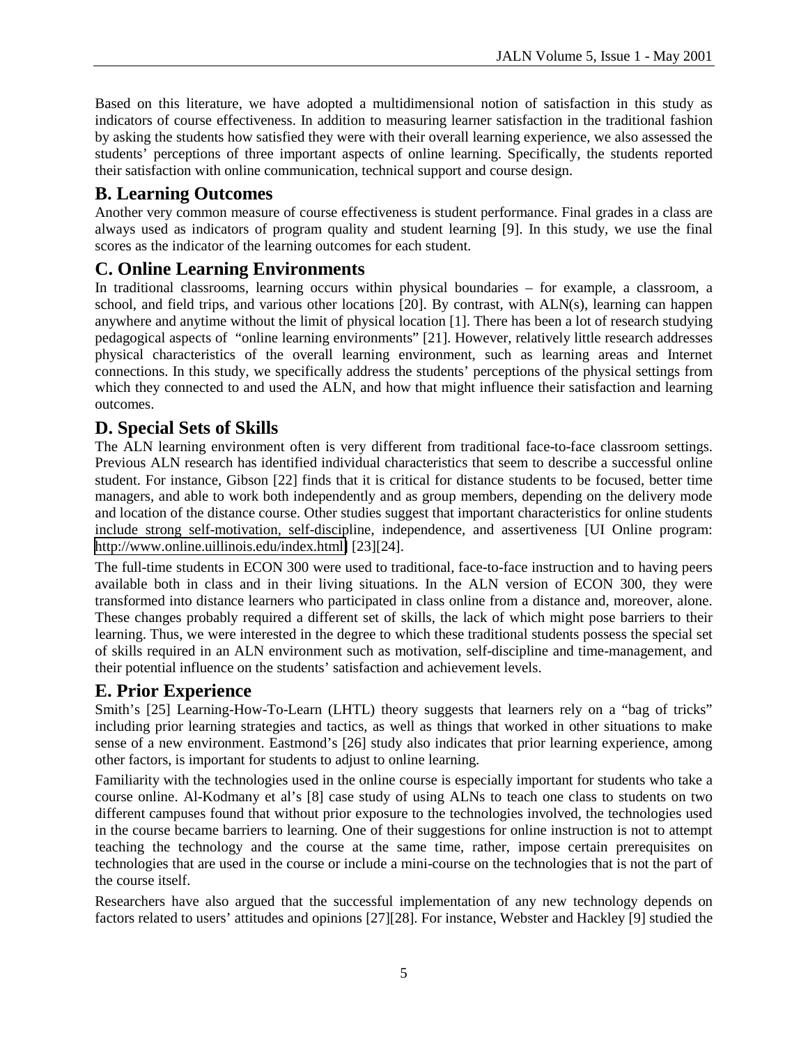Based on this literature, we have adopted a multidimensional notion of satisfaction in this study as indicators of course effectiveness. In addition to measuring learner satisfaction in the traditional fashion by asking the students how satisfied they were with their overall learning experience, we also assessed the students' perceptions of three important aspects of online learning. Specifically, the students reported their satisfaction with online communication, technical support and course design.

## B. Learning Outcomes

Another very common measure of course effectiveness is student performance. Final grades in a class are always used as indicators of program quality and student learning [9]. In this study, we use the final scores as the indicator of the learning outcomes for each student.

## C. Online Learning Environments

In traditional classrooms, learning occurs within physical boundaries – for example, a classroom, a school, and field trips, and various other locations [20]. By contrast, with ALN(s), learning can happen anywhere and anytime without the limit of physical location [1]. There has been a lot of research studying pedagogical aspects of "online learning environments" [21]. However, relatively little research addresses physical characteristics of the overall learning environment, such as learning areas and Internet connections. In this study, we specifically address the students' perceptions of the physical settings from which they connected to and used the ALN, and how that might influence their satisfaction and learning outcomes.

## D. Special Sets of Skills

The ALN learning environment often is very different from traditional face-to-face classroom settings. Previous ALN research has identified individual characteristics that seem to describe a successful online student. For instance, Gibson [22] finds that it is critical for distance students to be focused, better time managers, and able to work both independently and as group members, depending on the delivery mode and location of the distance course. Other studies suggest that important characteristics for online students include strong self-motivation, self-discipline, independence, and assertiveness [UI Online program: http://www.online.uillinois.edu/index.html] [23][24].

The full-time students in ECON 300 were used to traditional, face-to-face instruction and to having peers available both in class and in their living situations. In the ALN version of ECON 300, they were transformed into distance learners who participated in class online from a distance and, moreover, alone. These changes probably required a different set of skills, the lack of which might pose barriers to their learning. Thus, we were interested in the degree to which these traditional students possess the special set of skills required in an ALN environment such as motivation, self-discipline and time-management, and their potential influence on the students' satisfaction and achievement levels.

## E. Prior Experience

Smith's [25] Learning-How-To-Learn (LHTL) theory suggests that learners rely on a "bag of tricks" including prior learning strategies and tactics, as well as things that worked in other situations to make sense of a new environment. Eastmond's [26] study also indicates that prior learning experience, among other factors, is important for students to adjust to online learning.

Familiarity with the technologies used in the online course is especially important for students who take a course online. Al-Kodmany et al's [8] case study of using ALNs to teach one class to students on two different campuses found that without prior exposure to the technologies involved, the technologies used in the course became barriers to learning. One of their suggestions for online instruction is not to attempt teaching the technology and the course at the same time, rather, impose certain prerequisites on technologies that are used in the course or include a mini-course on the technologies that is not the part of the course itself.

Researchers have also argued that the successful implementation of any new technology depends on factors related to users' attitudes and opinions [27][28]. For instance, Webster and Hackley [9] studied the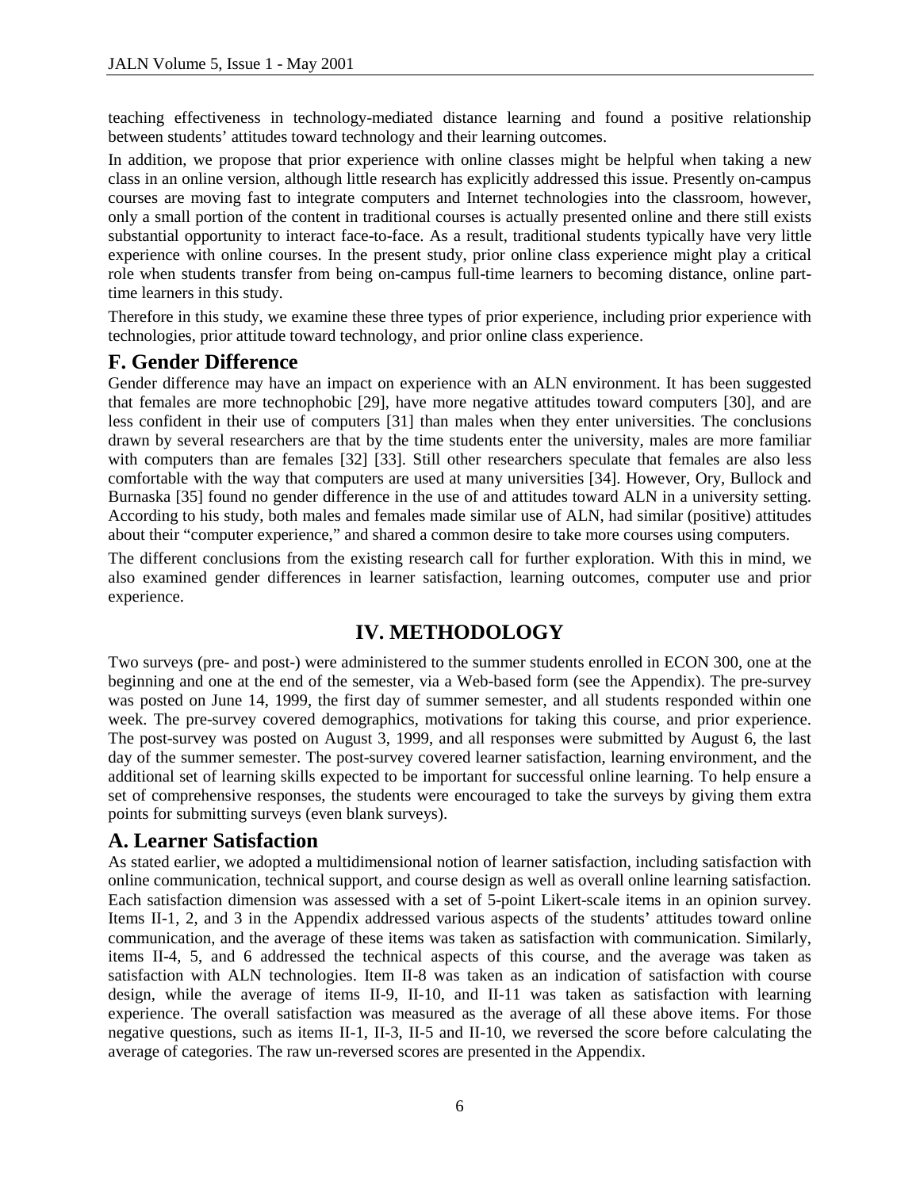teaching effectiveness in technology-mediated distance learning and found a positive relationship between students' attitudes toward technology and their learning outcomes.

In addition, we propose that prior experience with online classes might be helpful when taking a new class in an online version, although little research has explicitly addressed this issue. Presently on-campus courses are moving fast to integrate computers and Internet technologies into the classroom, however, only a small portion of the content in traditional courses is actually presented online and there still exists substantial opportunity to interact face-to-face. As a result, traditional students typically have very little experience with online courses. In the present study, prior online class experience might play a critical role when students transfer from being on-campus full-time learners to becoming distance, online part-time learners in this study.

Therefore in this study, we examine these three types of prior experience, including prior experience with technologies, prior attitude toward technology, and prior online class experience.

## F. Gender Difference

Gender difference may have an impact on experience with an ALN environment. It has been suggested that females are more technophobic [29], have more negative attitudes toward computers [30], and are less confident in their use of computers [31] than males when they enter universities. The conclusions drawn by several researchers are that by the time students enter the university, males are more familiar with computers than are females [32] [33]. Still other researchers speculate that females are also less comfortable with the way that computers are used at many universities [34]. However, Ory, Bullock and Burnaska [35] found no gender difference in the use of and attitudes toward ALN in a university setting. According to his study, both males and females made similar use of ALN, had similar (positive) attitudes about their "computer experience," and shared a common desire to take more courses using computers.

The different conclusions from the existing research call for further exploration. With this in mind, we also examined gender differences in learner satisfaction, learning outcomes, computer use and prior experience.

# IV. METHODOLOGY

Two surveys (pre- and post-) were administered to the summer students enrolled in ECON 300, one at the beginning and one at the end of the semester, via a Web-based form (see the Appendix). The pre-survey was posted on June 14, 1999, the first day of summer semester, and all students responded within one week. The pre-survey covered demographics, motivations for taking this course, and prior experience. The post-survey was posted on August 3, 1999, and all responses were submitted by August 6, the last day of the summer semester. The post-survey covered learner satisfaction, learning environment, and the additional set of learning skills expected to be important for successful online learning. To help ensure a set of comprehensive responses, the students were encouraged to take the surveys by giving them extra points for submitting surveys (even blank surveys).

## A. Learner Satisfaction

As stated earlier, we adopted a multidimensional notion of learner satisfaction, including satisfaction with online communication, technical support, and course design as well as overall online learning satisfaction. Each satisfaction dimension was assessed with a set of 5-point Likert-scale items in an opinion survey. Items II-1, 2, and 3 in the Appendix addressed various aspects of the students' attitudes toward online communication, and the average of these items was taken as satisfaction with communication. Similarly, items II-4, 5, and 6 addressed the technical aspects of this course, and the average was taken as satisfaction with ALN technologies. Item II-8 was taken as an indication of satisfaction with course design, while the average of items II-9, II-10, and II-11 was taken as satisfaction with learning experience. The overall satisfaction was measured as the average of all these above items. For those negative questions, such as items II-1, II-3, II-5 and II-10, we reversed the score before calculating the average of categories. The raw un-reversed scores are presented in the Appendix.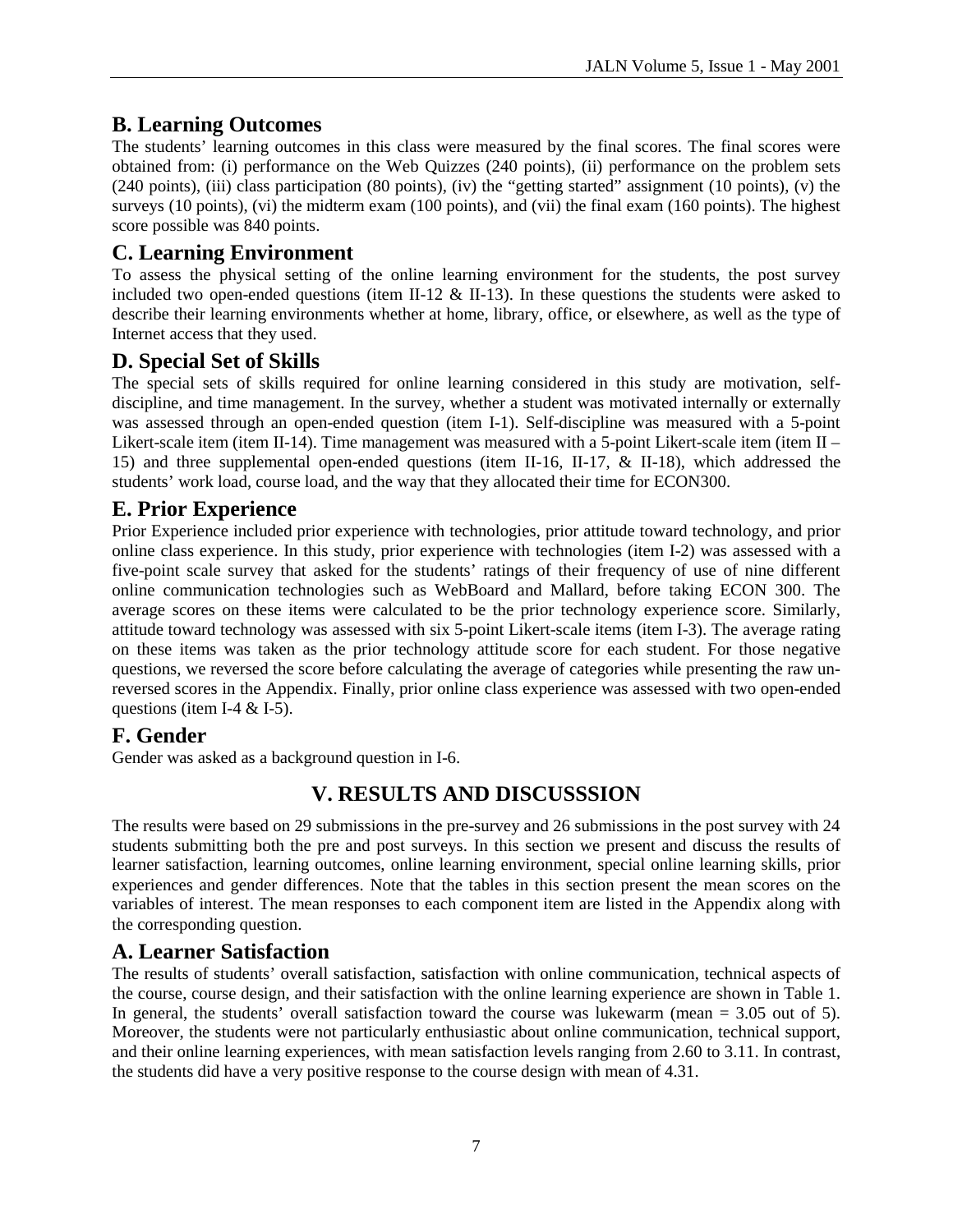## B. Learning Outcomes

The students' learning outcomes in this class were measured by the final scores. The final scores were obtained from: (i) performance on the Web Quizzes (240 points), (ii) performance on the problem sets (240 points), (iii) class participation (80 points), (iv) the "getting started" assignment (10 points), (v) the surveys (10 points), (vi) the midterm exam (100 points), and (vii) the final exam (160 points). The highest score possible was 840 points.

## C. Learning Environment

To assess the physical setting of the online learning environment for the students, the post survey included two open-ended questions (item II-12 & II-13). In these questions the students were asked to describe their learning environments whether at home, library, office, or elsewhere, as well as the type of Internet access that they used.

## D. Special Set of Skills

The special sets of skills required for online learning considered in this study are motivation, self-discipline, and time management. In the survey, whether a student was motivated internally or externally was assessed through an open-ended question (item I-1). Self-discipline was measured with a 5-point Likert-scale item (item II-14). Time management was measured with a 5-point Likert-scale item (item II – 15) and three supplemental open-ended questions (item II-16, II-17, & II-18), which addressed the students' work load, course load, and the way that they allocated their time for ECON300.

## E. Prior Experience

Prior Experience included prior experience with technologies, prior attitude toward technology, and prior online class experience. In this study, prior experience with technologies (item I-2) was assessed with a five-point scale survey that asked for the students' ratings of their frequency of use of nine different online communication technologies such as WebBoard and Mallard, before taking ECON 300. The average scores on these items were calculated to be the prior technology experience score. Similarly, attitude toward technology was assessed with six 5-point Likert-scale items (item I-3). The average rating on these items was taken as the prior technology attitude score for each student. For those negative questions, we reversed the score before calculating the average of categories while presenting the raw un-reversed scores in the Appendix. Finally, prior online class experience was assessed with two open-ended questions (item I-4 & I-5).

## F. Gender

Gender was asked as a background question in I-6.

# V. RESULTS AND DISCUSSSION

The results were based on 29 submissions in the pre-survey and 26 submissions in the post survey with 24 students submitting both the pre and post surveys. In this section we present and discuss the results of learner satisfaction, learning outcomes, online learning environment, special online learning skills, prior experiences and gender differences. Note that the tables in this section present the mean scores on the variables of interest. The mean responses to each component item are listed in the Appendix along with the corresponding question.

## A. Learner Satisfaction

The results of students' overall satisfaction, satisfaction with online communication, technical aspects of the course, course design, and their satisfaction with the online learning experience are shown in Table 1. In general, the students' overall satisfaction toward the course was lukewarm (mean = 3.05 out of 5). Moreover, the students were not particularly enthusiastic about online communication, technical support, and their online learning experiences, with mean satisfaction levels ranging from 2.60 to 3.11. In contrast, the students did have a very positive response to the course design with mean of 4.31.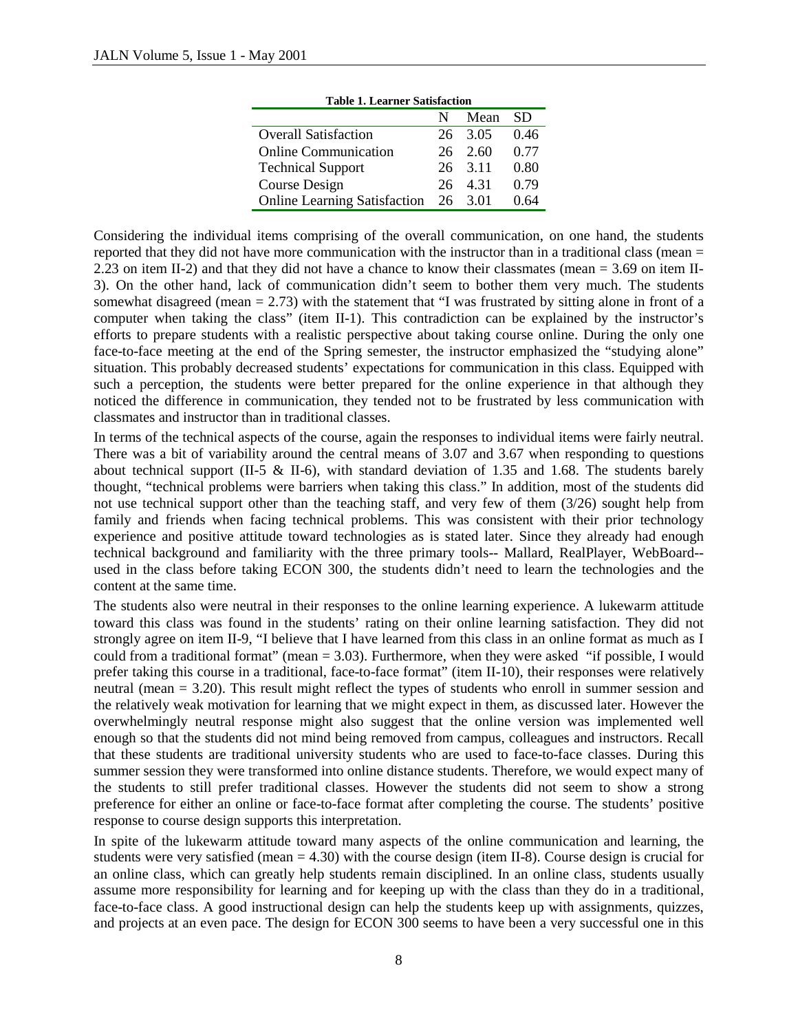**Table 1. Learner Satisfaction**

| | N | Mean | SD |
|---|---|---|---|
| Overall Satisfaction | 26 | 3.05 | 0.46 |
| Online Communication | 26 | 2.60 | 0.77 |
| Technical Support | 26 | 3.11 | 0.80 |
| Course Design | 26 | 4.31 | 0.79 |
| Online Learning Satisfaction | 26 | 3.01 | 0.64 |

Considering the individual items comprising of the overall communication, on one hand, the students reported that they did not have more communication with the instructor than in a traditional class (mean = 2.23 on item II-2) and that they did not have a chance to know their classmates (mean = 3.69 on item II-3). On the other hand, lack of communication didn't seem to bother them very much. The students somewhat disagreed (mean = 2.73) with the statement that "I was frustrated by sitting alone in front of a computer when taking the class" (item II-1). This contradiction can be explained by the instructor's efforts to prepare students with a realistic perspective about taking course online. During the only one face-to-face meeting at the end of the Spring semester, the instructor emphasized the "studying alone" situation. This probably decreased students' expectations for communication in this class. Equipped with such a perception, the students were better prepared for the online experience in that although they noticed the difference in communication, they tended not to be frustrated by less communication with classmates and instructor than in traditional classes.

In terms of the technical aspects of the course, again the responses to individual items were fairly neutral. There was a bit of variability around the central means of 3.07 and 3.67 when responding to questions about technical support (II-5 & II-6), with standard deviation of 1.35 and 1.68. The students barely thought, "technical problems were barriers when taking this class." In addition, most of the students did not use technical support other than the teaching staff, and very few of them (3/26) sought help from family and friends when facing technical problems. This was consistent with their prior technology experience and positive attitude toward technologies as is stated later. Since they already had enough technical background and familiarity with the three primary tools-- Mallard, RealPlayer, WebBoard-- used in the class before taking ECON 300, the students didn't need to learn the technologies and the content at the same time.

The students also were neutral in their responses to the online learning experience. A lukewarm attitude toward this class was found in the students' rating on their online learning satisfaction. They did not strongly agree on item II-9, "I believe that I have learned from this class in an online format as much as I could from a traditional format" (mean = 3.03). Furthermore, when they were asked "if possible, I would prefer taking this course in a traditional, face-to-face format" (item II-10), their responses were relatively neutral (mean = 3.20). This result might reflect the types of students who enroll in summer session and the relatively weak motivation for learning that we might expect in them, as discussed later. However the overwhelmingly neutral response might also suggest that the online version was implemented well enough so that the students did not mind being removed from campus, colleagues and instructors. Recall that these students are traditional university students who are used to face-to-face classes. During this summer session they were transformed into online distance students. Therefore, we would expect many of the students to still prefer traditional classes. However the students did not seem to show a strong preference for either an online or face-to-face format after completing the course. The students' positive response to course design supports this interpretation.

In spite of the lukewarm attitude toward many aspects of the online communication and learning, the students were very satisfied (mean = 4.30) with the course design (item II-8). Course design is crucial for an online class, which can greatly help students remain disciplined. In an online class, students usually assume more responsibility for learning and for keeping up with the class than they do in a traditional, face-to-face class. A good instructional design can help the students keep up with assignments, quizzes, and projects at an even pace. The design for ECON 300 seems to have been a very successful one in this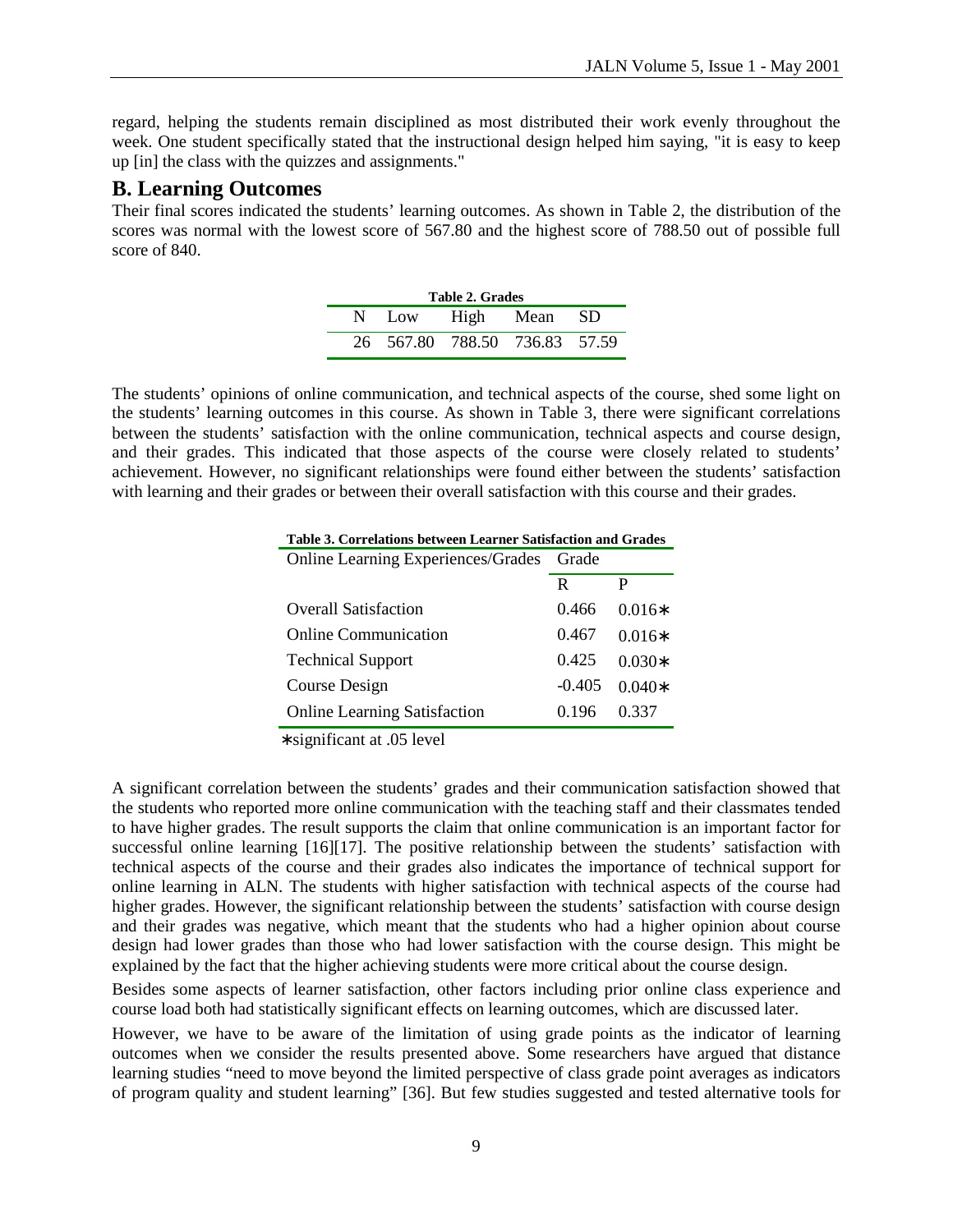regard, helping the students remain disciplined as most distributed their work evenly throughout the week. One student specifically stated that the instructional design helped him saying, "it is easy to keep up [in] the class with the quizzes and assignments."

## B. Learning Outcomes

Their final scores indicated the students' learning outcomes. As shown in Table 2, the distribution of the scores was normal with the lowest score of 567.80 and the highest score of 788.50 out of possible full score of 840.

**Table 2. Grades**

| N | Low | High | Mean | SD |
|---|---|---|---|---|
| 26 | 567.80 | 788.50 | 736.83 | 57.59 |

The students' opinions of online communication, and technical aspects of the course, shed some light on the students' learning outcomes in this course. As shown in Table 3, there were significant correlations between the students' satisfaction with the online communication, technical aspects and course design, and their grades. This indicated that those aspects of the course were closely related to students' achievement. However, no significant relationships were found either between the students' satisfaction with learning and their grades or between their overall satisfaction with this course and their grades.

**Table 3. Correlations between Learner Satisfaction and Grades**

| Online Learning Experiences/Grades | Grade | |
|---|---|---|
| | R | P |
| Overall Satisfaction | 0.466 | 0.016∗ |
| Online Communication | 0.467 | 0.016∗ |
| Technical Support | 0.425 | 0.030∗ |
| Course Design | -0.405 | 0.040∗ |
| Online Learning Satisfaction | 0.196 | 0.337 |

∗significant at .05 level

A significant correlation between the students' grades and their communication satisfaction showed that the students who reported more online communication with the teaching staff and their classmates tended to have higher grades. The result supports the claim that online communication is an important factor for successful online learning [16][17]. The positive relationship between the students' satisfaction with technical aspects of the course and their grades also indicates the importance of technical support for online learning in ALN. The students with higher satisfaction with technical aspects of the course had higher grades. However, the significant relationship between the students' satisfaction with course design and their grades was negative, which meant that the students who had a higher opinion about course design had lower grades than those who had lower satisfaction with the course design. This might be explained by the fact that the higher achieving students were more critical about the course design.

Besides some aspects of learner satisfaction, other factors including prior online class experience and course load both had statistically significant effects on learning outcomes, which are discussed later.

However, we have to be aware of the limitation of using grade points as the indicator of learning outcomes when we consider the results presented above. Some researchers have argued that distance learning studies "need to move beyond the limited perspective of class grade point averages as indicators of program quality and student learning" [36]. But few studies suggested and tested alternative tools for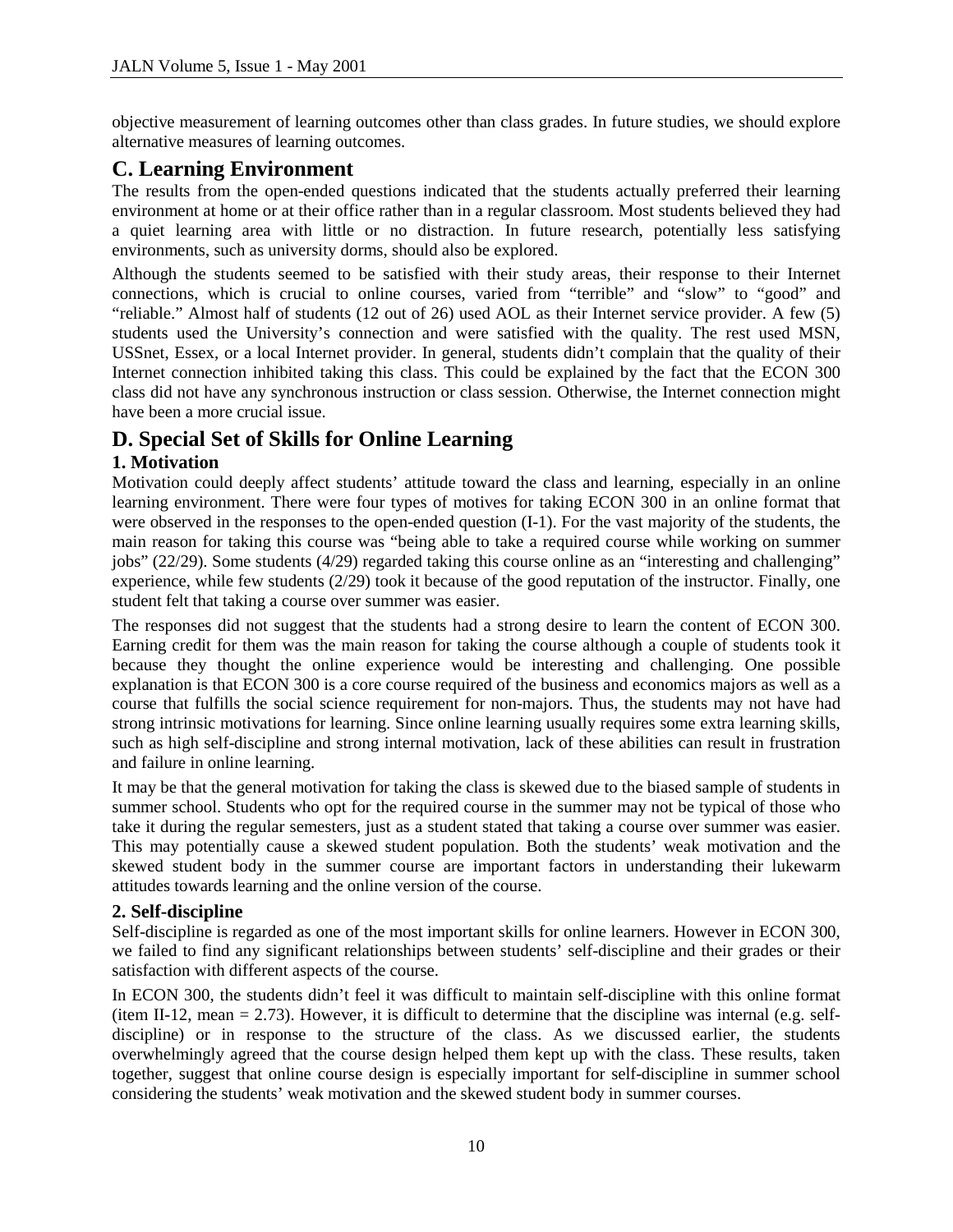objective measurement of learning outcomes other than class grades. In future studies, we should explore alternative measures of learning outcomes.

## C. Learning Environment

The results from the open-ended questions indicated that the students actually preferred their learning environment at home or at their office rather than in a regular classroom. Most students believed they had a quiet learning area with little or no distraction. In future research, potentially less satisfying environments, such as university dorms, should also be explored.

Although the students seemed to be satisfied with their study areas, their response to their Internet connections, which is crucial to online courses, varied from "terrible" and "slow" to "good" and "reliable." Almost half of students (12 out of 26) used AOL as their Internet service provider. A few (5) students used the University's connection and were satisfied with the quality. The rest used MSN, USSnet, Essex, or a local Internet provider. In general, students didn't complain that the quality of their Internet connection inhibited taking this class. This could be explained by the fact that the ECON 300 class did not have any synchronous instruction or class session. Otherwise, the Internet connection might have been a more crucial issue.

## D. Special Set of Skills for Online Learning

### 1. Motivation

Motivation could deeply affect students' attitude toward the class and learning, especially in an online learning environment. There were four types of motives for taking ECON 300 in an online format that were observed in the responses to the open-ended question (I-1). For the vast majority of the students, the main reason for taking this course was "being able to take a required course while working on summer jobs" (22/29). Some students (4/29) regarded taking this course online as an "interesting and challenging" experience, while few students (2/29) took it because of the good reputation of the instructor. Finally, one student felt that taking a course over summer was easier.

The responses did not suggest that the students had a strong desire to learn the content of ECON 300. Earning credit for them was the main reason for taking the course although a couple of students took it because they thought the online experience would be interesting and challenging. One possible explanation is that ECON 300 is a core course required of the business and economics majors as well as a course that fulfills the social science requirement for non-majors. Thus, the students may not have had strong intrinsic motivations for learning. Since online learning usually requires some extra learning skills, such as high self-discipline and strong internal motivation, lack of these abilities can result in frustration and failure in online learning.

It may be that the general motivation for taking the class is skewed due to the biased sample of students in summer school. Students who opt for the required course in the summer may not be typical of those who take it during the regular semesters, just as a student stated that taking a course over summer was easier. This may potentially cause a skewed student population. Both the students' weak motivation and the skewed student body in the summer course are important factors in understanding their lukewarm attitudes towards learning and the online version of the course.

### 2. Self-discipline

Self-discipline is regarded as one of the most important skills for online learners. However in ECON 300, we failed to find any significant relationships between students' self-discipline and their grades or their satisfaction with different aspects of the course.

In ECON 300, the students didn't feel it was difficult to maintain self-discipline with this online format (item II-12, mean = 2.73). However, it is difficult to determine that the discipline was internal (e.g. self-discipline) or in response to the structure of the class. As we discussed earlier, the students overwhelmingly agreed that the course design helped them kept up with the class. These results, taken together, suggest that online course design is especially important for self-discipline in summer school considering the students' weak motivation and the skewed student body in summer courses.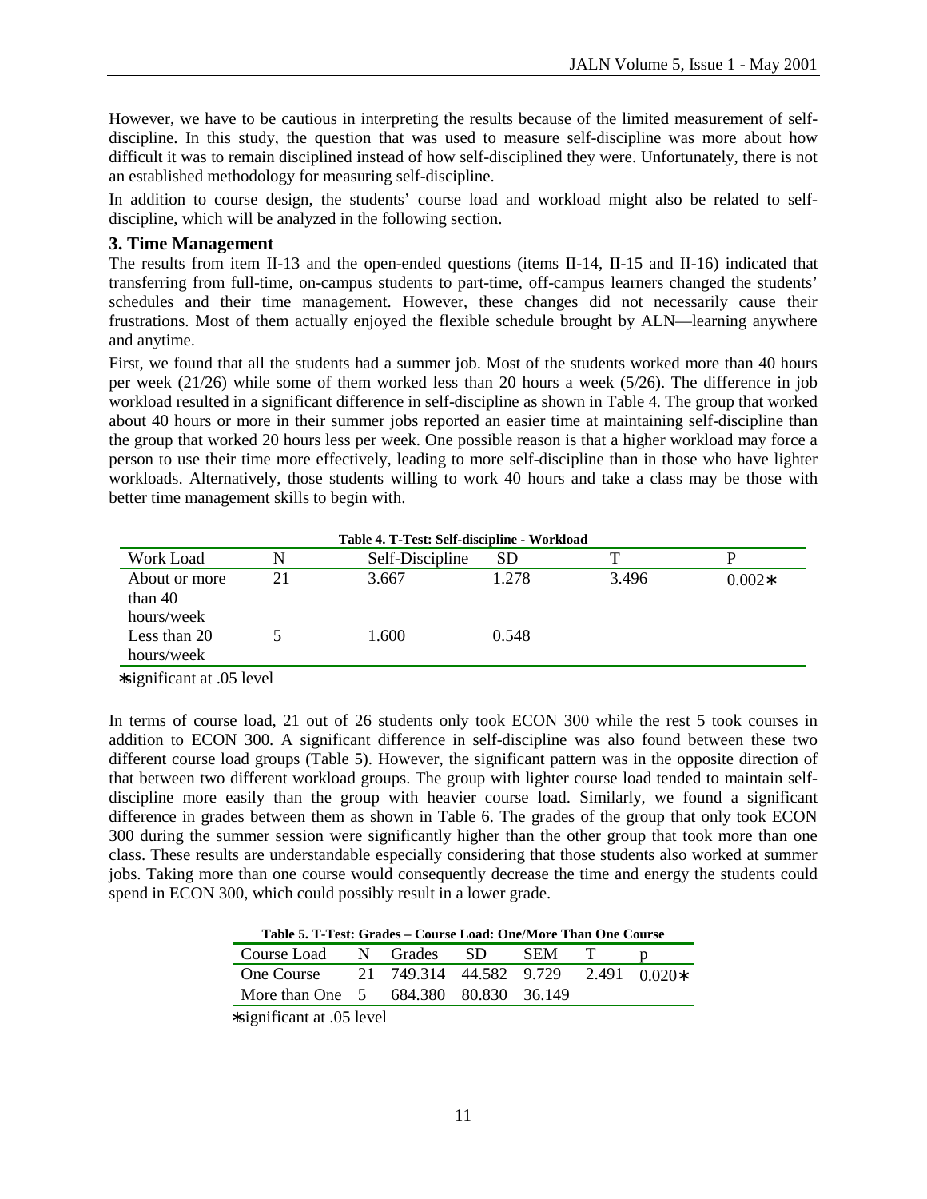However, we have to be cautious in interpreting the results because of the limited measurement of self-discipline. In this study, the question that was used to measure self-discipline was more about how difficult it was to remain disciplined instead of how self-disciplined they were. Unfortunately, there is not an established methodology for measuring self-discipline.

In addition to course design, the students' course load and workload might also be related to self-discipline, which will be analyzed in the following section.

### 3. Time Management

The results from item II-13 and the open-ended questions (items II-14, II-15 and II-16) indicated that transferring from full-time, on-campus students to part-time, off-campus learners changed the students' schedules and their time management. However, these changes did not necessarily cause their frustrations. Most of them actually enjoyed the flexible schedule brought by ALN—learning anywhere and anytime.

First, we found that all the students had a summer job. Most of the students worked more than 40 hours per week (21/26) while some of them worked less than 20 hours a week (5/26). The difference in job workload resulted in a significant difference in self-discipline as shown in Table 4. The group that worked about 40 hours or more in their summer jobs reported an easier time at maintaining self-discipline than the group that worked 20 hours less per week. One possible reason is that a higher workload may force a person to use their time more effectively, leading to more self-discipline than in those who have lighter workloads. Alternatively, those students willing to work 40 hours and take a class may be those with better time management skills to begin with.

**Table 4. T-Test: Self-discipline - Workload**

| Work Load | N | Self-Discipline | SD | T | P |
|---|---|---|---|---|---|
| About or more than 40 hours/week | 21 | 3.667 | 1.278 | 3.496 | 0.002* |
| Less than 20 hours/week | 5 | 1.600 | 0.548 | | |

*significant at .05 level

In terms of course load, 21 out of 26 students only took ECON 300 while the rest 5 took courses in addition to ECON 300. A significant difference in self-discipline was also found between these two different course load groups (Table 5). However, the significant pattern was in the opposite direction of that between two different workload groups. The group with lighter course load tended to maintain self-discipline more easily than the group with heavier course load. Similarly, we found a significant difference in grades between them as shown in Table 6. The grades of the group that only took ECON 300 during the summer session were significantly higher than the other group that took more than one class. These results are understandable especially considering that those students also worked at summer jobs. Taking more than one course would consequently decrease the time and energy the students could spend in ECON 300, which could possibly result in a lower grade.

**Table 5. T-Test: Grades – Course Load: One/More Than One Course**

| Course Load | N | Grades | SD | SEM | T | p |
|---|---|---|---|---|---|---|
| One Course | 21 | 749.314 | 44.582 | 9.729 | 2.491 | 0.020* |
| More than One | 5 | 684.380 | 80.830 | 36.149 | | |

*significant at .05 level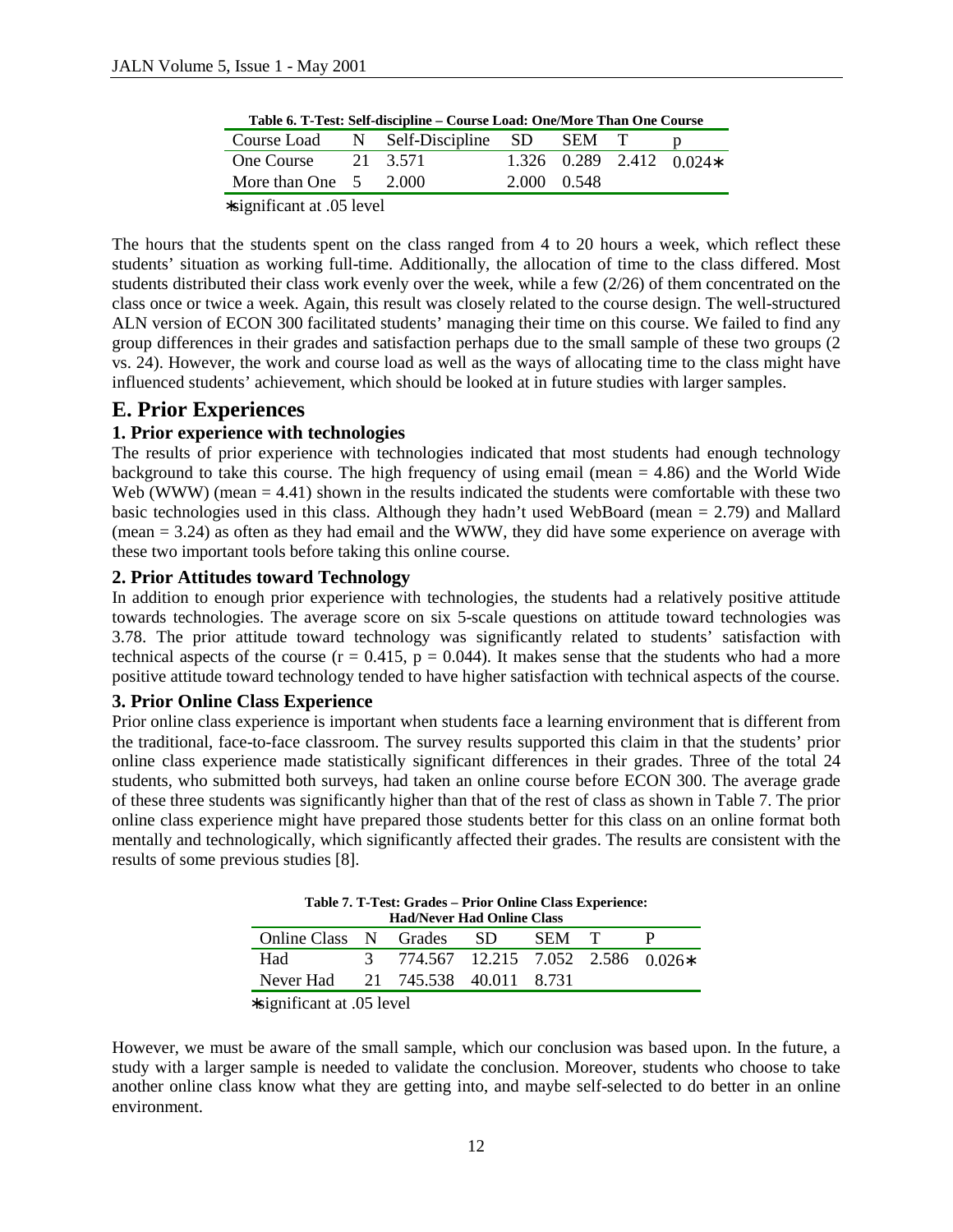**Table 6. T-Test: Self-discipline – Course Load: One/More Than One Course**

| Course Load | N | Self-Discipline | SD | SEM | T | p |
|---|---|---|---|---|---|---|
| One Course | 21 | 3.571 | 1.326 | 0.289 | 2.412 | 0.024* |
| More than One | 5 | 2.000 | 2.000 | 0.548 | | |

*significant at .05 level

The hours that the students spent on the class ranged from 4 to 20 hours a week, which reflect these students' situation as working full-time. Additionally, the allocation of time to the class differed. Most students distributed their class work evenly over the week, while a few (2/26) of them concentrated on the class once or twice a week. Again, this result was closely related to the course design. The well-structured ALN version of ECON 300 facilitated students' managing their time on this course. We failed to find any group differences in their grades and satisfaction perhaps due to the small sample of these two groups (2 vs. 24). However, the work and course load as well as the ways of allocating time to the class might have influenced students' achievement, which should be looked at in future studies with larger samples.

## E. Prior Experiences

### 1. Prior experience with technologies

The results of prior experience with technologies indicated that most students had enough technology background to take this course. The high frequency of using email (mean = 4.86) and the World Wide Web (WWW) (mean = 4.41) shown in the results indicated the students were comfortable with these two basic technologies used in this class. Although they hadn't used WebBoard (mean = 2.79) and Mallard (mean = 3.24) as often as they had email and the WWW, they did have some experience on average with these two important tools before taking this online course.

### 2. Prior Attitudes toward Technology

In addition to enough prior experience with technologies, the students had a relatively positive attitude towards technologies. The average score on six 5-scale questions on attitude toward technologies was 3.78. The prior attitude toward technology was significantly related to students' satisfaction with technical aspects of the course ($r = 0.415$, $p = 0.044$). It makes sense that the students who had a more positive attitude toward technology tended to have higher satisfaction with technical aspects of the course.

### 3. Prior Online Class Experience

Prior online class experience is important when students face a learning environment that is different from the traditional, face-to-face classroom. The survey results supported this claim in that the students' prior online class experience made statistically significant differences in their grades. Three of the total 24 students, who submitted both surveys, had taken an online course before ECON 300. The average grade of these three students was significantly higher than that of the rest of class as shown in Table 7. The prior online class experience might have prepared those students better for this class on an online format both mentally and technologically, which significantly affected their grades. The results are consistent with the results of some previous studies [8].

**Table 7. T-Test: Grades – Prior Online Class Experience: Had/Never Had Online Class**

| Online Class | N | Grades | SD | SEM | T | P |
|---|---|---|---|---|---|---|
| Had | 3 | 774.567 | 12.215 | 7.052 | 2.586 | 0.026* |
| Never Had | 21 | 745.538 | 40.011 | 8.731 | | |

*significant at .05 level

However, we must be aware of the small sample, which our conclusion was based upon. In the future, a study with a larger sample is needed to validate the conclusion. Moreover, students who choose to take another online class know what they are getting into, and maybe self-selected to do better in an online environment.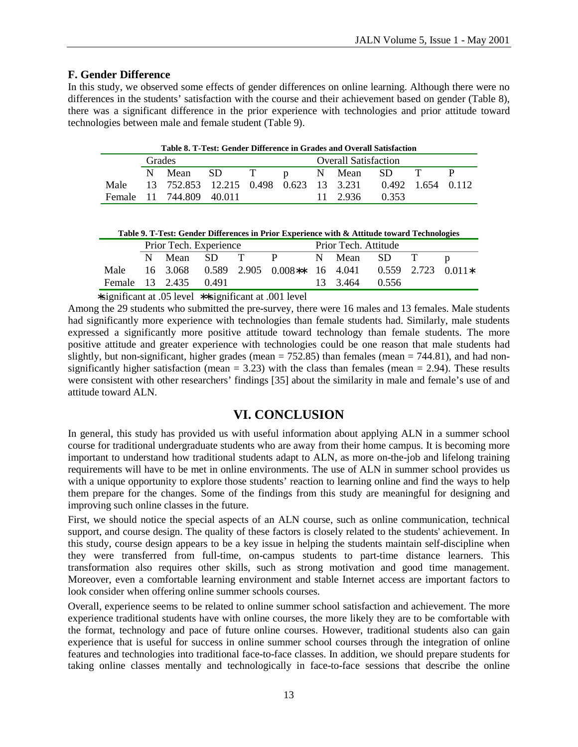### F. Gender Difference

In this study, we observed some effects of gender differences on online learning. Although there were no differences in the students' satisfaction with the course and their achievement based on gender (Table 8), there was a significant difference in the prior experience with technologies and prior attitude toward technologies between male and female student (Table 9).

**Table 8. T-Test: Gender Difference in Grades and Overall Satisfaction**

| | Grades | | | | | Overall Satisfaction | | | | |
|---|---|---|---|---|---|---|---|---|---|---|
| | N | Mean | SD | T | p | N | Mean | SD | T | P |
| Male | 13 | 752.853 | 12.215 | 0.498 | 0.623 | 13 | 3.231 | 0.492 | 1.654 | 0.112 |
| Female | 11 | 744.809 | 40.011 | | | 11 | 2.936 | 0.353 | | |

**Table 9. T-Test: Gender Differences in Prior Experience with & Attitude toward Technologies**

| | Prior Tech. Experience | | | | | Prior Tech. Attitude | | | | |
|---|---|---|---|---|---|---|---|---|---|---|
| | N | Mean | SD | T | P | N | Mean | SD | T | p |
| Male | 16 | 3.068 | 0.589 | 2.905 | 0.008** | 16 | 4.041 | 0.559 | 2.723 | 0.011* |
| Female | 13 | 2.435 | 0.491 | | | 13 | 3.464 | 0.556 | | |

*significant at .05 level **significant at .001 level

Among the 29 students who submitted the pre-survey, there were 16 males and 13 females. Male students had significantly more experience with technologies than female students had. Similarly, male students expressed a significantly more positive attitude toward technology than female students. The more positive attitude and greater experience with technologies could be one reason that male students had slightly, but non-significant, higher grades (mean = 752.85) than females (mean = 744.81), and had non-significantly higher satisfaction (mean = 3.23) with the class than females (mean = 2.94). These results were consistent with other researchers' findings [35] about the similarity in male and female's use of and attitude toward ALN.

## VI. CONCLUSION

In general, this study has provided us with useful information about applying ALN in a summer school course for traditional undergraduate students who are away from their home campus. It is becoming more important to understand how traditional students adapt to ALN, as more on-the-job and lifelong training requirements will have to be met in online environments. The use of ALN in summer school provides us with a unique opportunity to explore those students' reaction to learning online and find the ways to help them prepare for the changes. Some of the findings from this study are meaningful for designing and improving such online classes in the future.

First, we should notice the special aspects of an ALN course, such as online communication, technical support, and course design. The quality of these factors is closely related to the students' achievement. In this study, course design appears to be a key issue in helping the students maintain self-discipline when they were transferred from full-time, on-campus students to part-time distance learners. This transformation also requires other skills, such as strong motivation and good time management. Moreover, even a comfortable learning environment and stable Internet access are important factors to look consider when offering online summer schools courses.

Overall, experience seems to be related to online summer school satisfaction and achievement. The more experience traditional students have with online courses, the more likely they are to be comfortable with the format, technology and pace of future online courses. However, traditional students also can gain experience that is useful for success in online summer school courses through the integration of online features and technologies into traditional face-to-face classes. In addition, we should prepare students for taking online classes mentally and technologically in face-to-face sessions that describe the online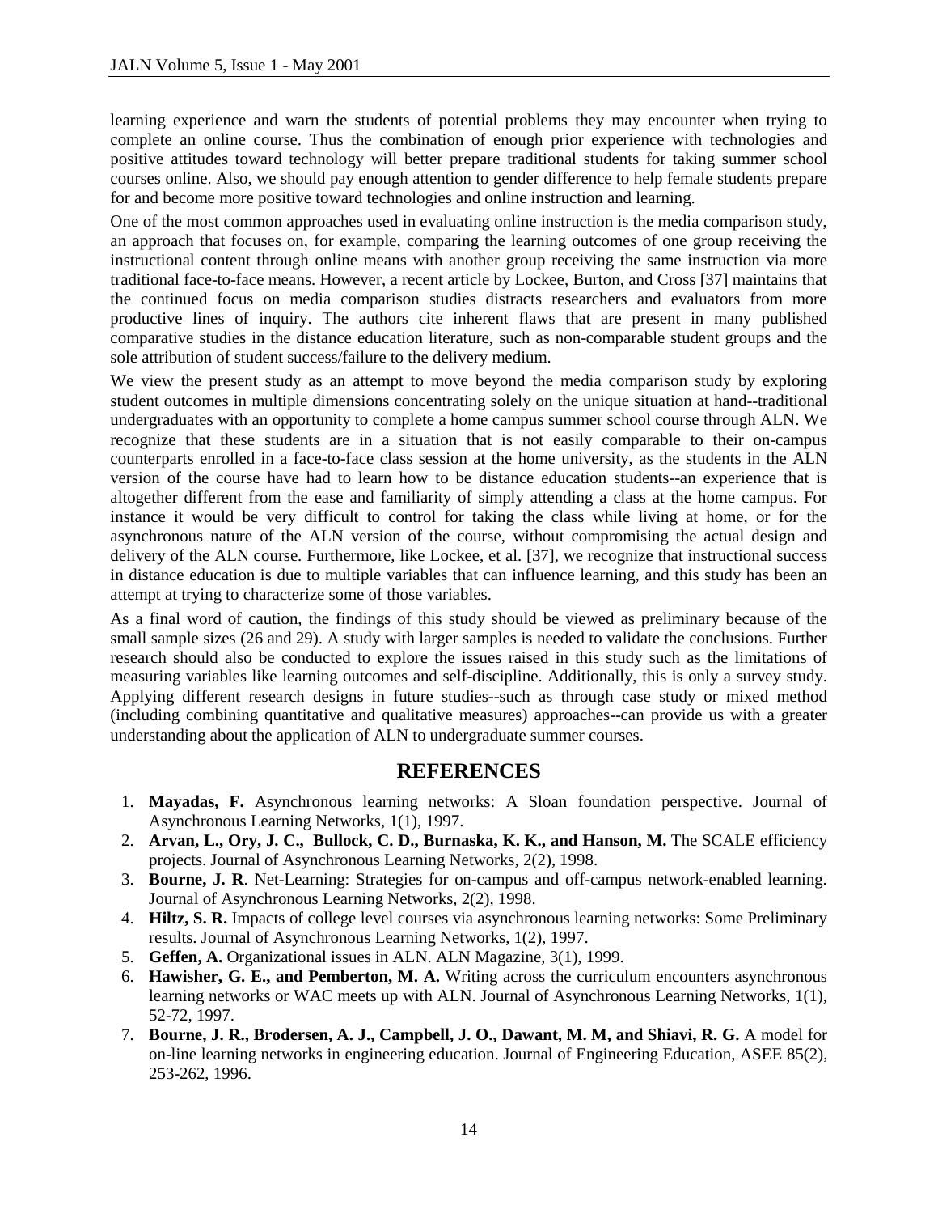learning experience and warn the students of potential problems they may encounter when trying to complete an online course. Thus the combination of enough prior experience with technologies and positive attitudes toward technology will better prepare traditional students for taking summer school courses online. Also, we should pay enough attention to gender difference to help female students prepare for and become more positive toward technologies and online instruction and learning.

One of the most common approaches used in evaluating online instruction is the media comparison study, an approach that focuses on, for example, comparing the learning outcomes of one group receiving the instructional content through online means with another group receiving the same instruction via more traditional face-to-face means. However, a recent article by Lockee, Burton, and Cross [37] maintains that the continued focus on media comparison studies distracts researchers and evaluators from more productive lines of inquiry. The authors cite inherent flaws that are present in many published comparative studies in the distance education literature, such as non-comparable student groups and the sole attribution of student success/failure to the delivery medium.

We view the present study as an attempt to move beyond the media comparison study by exploring student outcomes in multiple dimensions concentrating solely on the unique situation at hand--traditional undergraduates with an opportunity to complete a home campus summer school course through ALN. We recognize that these students are in a situation that is not easily comparable to their on-campus counterparts enrolled in a face-to-face class session at the home university, as the students in the ALN version of the course have had to learn how to be distance education students--an experience that is altogether different from the ease and familiarity of simply attending a class at the home campus. For instance it would be very difficult to control for taking the class while living at home, or for the asynchronous nature of the ALN version of the course, without compromising the actual design and delivery of the ALN course. Furthermore, like Lockee, et al. [37], we recognize that instructional success in distance education is due to multiple variables that can influence learning, and this study has been an attempt at trying to characterize some of those variables.

As a final word of caution, the findings of this study should be viewed as preliminary because of the small sample sizes (26 and 29). A study with larger samples is needed to validate the conclusions. Further research should also be conducted to explore the issues raised in this study such as the limitations of measuring variables like learning outcomes and self-discipline. Additionally, this is only a survey study. Applying different research designs in future studies--such as through case study or mixed method (including combining quantitative and qualitative measures) approaches--can provide us with a greater understanding about the application of ALN to undergraduate summer courses.

## REFERENCES

1. **Mayadas, F.** Asynchronous learning networks: A Sloan foundation perspective. Journal of Asynchronous Learning Networks, 1(1), 1997.
2. **Arvan, L., Ory, J. C., Bullock, C. D., Burnaska, K. K., and Hanson, M.** The SCALE efficiency projects. Journal of Asynchronous Learning Networks, 2(2), 1998.
3. **Bourne, J. R**. Net-Learning: Strategies for on-campus and off-campus network-enabled learning. Journal of Asynchronous Learning Networks, 2(2), 1998.
4. **Hiltz, S. R.** Impacts of college level courses via asynchronous learning networks: Some Preliminary results. Journal of Asynchronous Learning Networks, 1(2), 1997.
5. **Geffen, A.** Organizational issues in ALN. ALN Magazine, 3(1), 1999.
6. **Hawisher, G. E., and Pemberton, M. A.** Writing across the curriculum encounters asynchronous learning networks or WAC meets up with ALN. Journal of Asynchronous Learning Networks, 1(1), 52-72, 1997.
7. **Bourne, J. R., Brodersen, A. J., Campbell, J. O., Dawant, M. M, and Shiavi, R. G.** A model for on-line learning networks in engineering education. Journal of Engineering Education, ASEE 85(2), 253-262, 1996.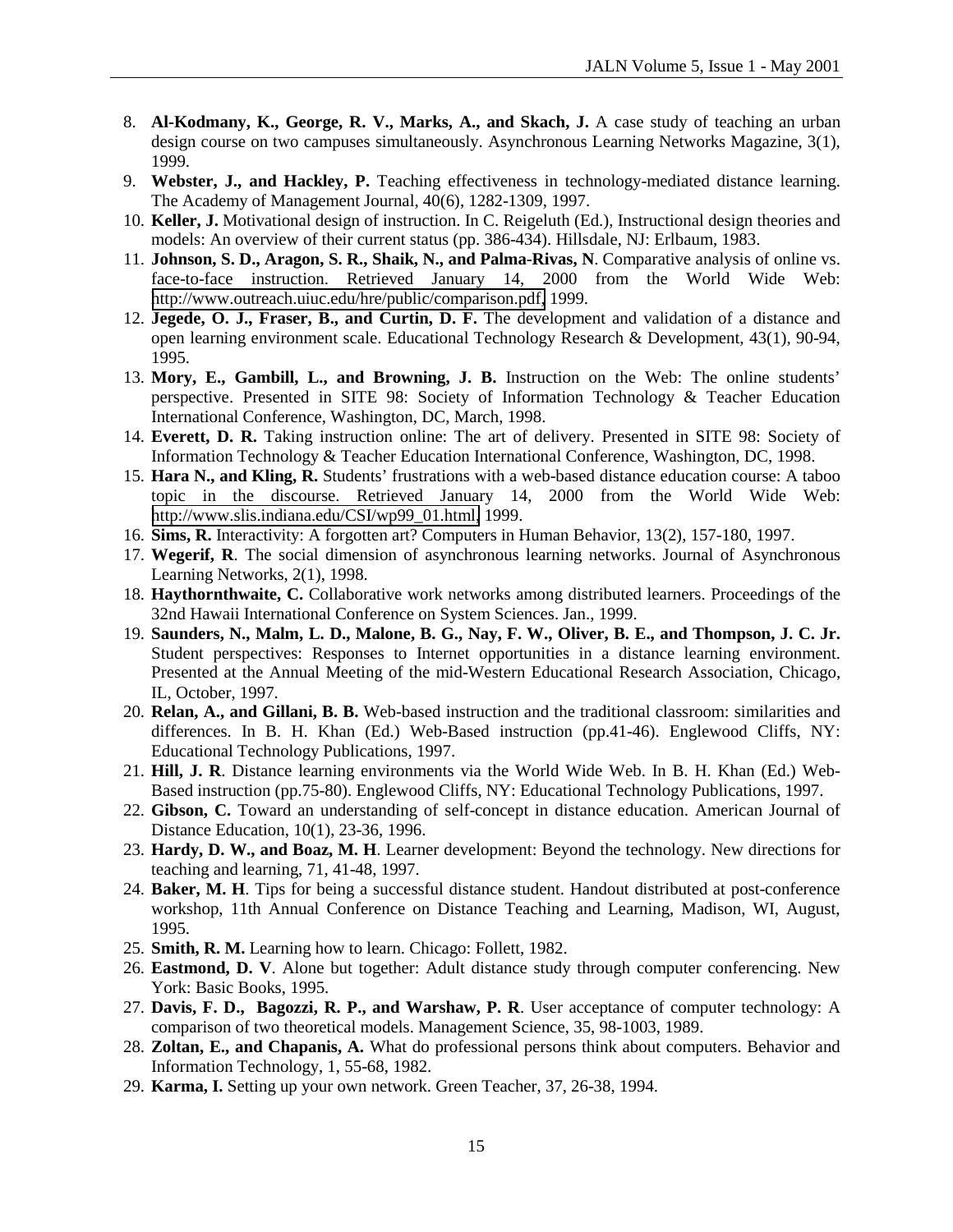8. **Al-Kodmany, K., George, R. V., Marks, A., and Skach, J.** A case study of teaching an urban design course on two campuses simultaneously. Asynchronous Learning Networks Magazine, 3(1), 1999.
9. **Webster, J., and Hackley, P.** Teaching effectiveness in technology-mediated distance learning. The Academy of Management Journal, 40(6), 1282-1309, 1997.
10. **Keller, J.** Motivational design of instruction. In C. Reigeluth (Ed.), Instructional design theories and models: An overview of their current status (pp. 386-434). Hillsdale, NJ: Erlbaum, 1983.
11. **Johnson, S. D., Aragon, S. R., Shaik, N., and Palma-Rivas, N**. Comparative analysis of online vs. face-to-face instruction. Retrieved January 14, 2000 from the World Wide Web: http://www.outreach.uiuc.edu/hre/public/comparison.pdf, 1999.
12. **Jegede, O. J., Fraser, B., and Curtin, D. F.** The development and validation of a distance and open learning environment scale. Educational Technology Research & Development, 43(1), 90-94, 1995.
13. **Mory, E., Gambill, L., and Browning, J. B.** Instruction on the Web: The online students' perspective. Presented in SITE 98: Society of Information Technology & Teacher Education International Conference, Washington, DC, March, 1998.
14. **Everett, D. R.** Taking instruction online: The art of delivery. Presented in SITE 98: Society of Information Technology & Teacher Education International Conference, Washington, DC, 1998.
15. **Hara N., and Kling, R.** Students' frustrations with a web-based distance education course: A taboo topic in the discourse. Retrieved January 14, 2000 from the World Wide Web: http://www.slis.indiana.edu/CSI/wp99_01.html, 1999.
16. **Sims, R.** Interactivity: A forgotten art? Computers in Human Behavior, 13(2), 157-180, 1997.
17. **Wegerif, R**. The social dimension of asynchronous learning networks. Journal of Asynchronous Learning Networks, 2(1), 1998.
18. **Haythornthwaite, C.** Collaborative work networks among distributed learners. Proceedings of the 32nd Hawaii International Conference on System Sciences. Jan., 1999.
19. **Saunders, N., Malm, L. D., Malone, B. G., Nay, F. W., Oliver, B. E., and Thompson, J. C. Jr.** Student perspectives: Responses to Internet opportunities in a distance learning environment. Presented at the Annual Meeting of the mid-Western Educational Research Association, Chicago, IL, October, 1997.
20. **Relan, A., and Gillani, B. B.** Web-based instruction and the traditional classroom: similarities and differences. In B. H. Khan (Ed.) Web-Based instruction (pp.41-46). Englewood Cliffs, NY: Educational Technology Publications, 1997.
21. **Hill, J. R**. Distance learning environments via the World Wide Web. In B. H. Khan (Ed.) Web-Based instruction (pp.75-80). Englewood Cliffs, NY: Educational Technology Publications, 1997.
22. **Gibson, C.** Toward an understanding of self-concept in distance education. American Journal of Distance Education, 10(1), 23-36, 1996.
23. **Hardy, D. W., and Boaz, M. H**. Learner development: Beyond the technology. New directions for teaching and learning, 71, 41-48, 1997.
24. **Baker, M. H**. Tips for being a successful distance student. Handout distributed at post-conference workshop, 11th Annual Conference on Distance Teaching and Learning, Madison, WI, August, 1995.
25. **Smith, R. M.** Learning how to learn. Chicago: Follett, 1982.
26. **Eastmond, D. V**. Alone but together: Adult distance study through computer conferencing. New York: Basic Books, 1995.
27. **Davis, F. D., Bagozzi, R. P., and Warshaw, P. R**. User acceptance of computer technology: A comparison of two theoretical models. Management Science, 35, 98-1003, 1989.
28. **Zoltan, E., and Chapanis, A.** What do professional persons think about computers. Behavior and Information Technology, 1, 55-68, 1982.
29. **Karma, I.** Setting up your own network. Green Teacher, 37, 26-38, 1994.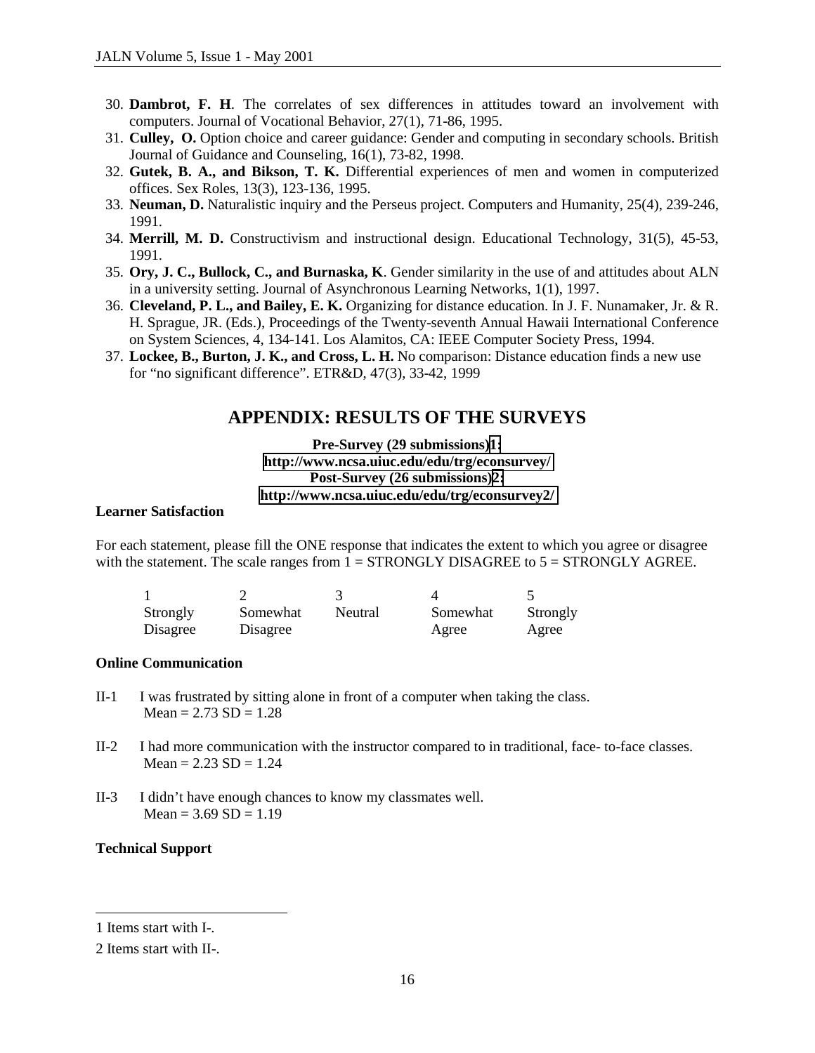30. **Dambrot, F. H**. The correlates of sex differences in attitudes toward an involvement with computers. Journal of Vocational Behavior, 27(1), 71-86, 1995.
31. **Culley, O.** Option choice and career guidance: Gender and computing in secondary schools. British Journal of Guidance and Counseling, 16(1), 73-82, 1998.
32. **Gutek, B. A., and Bikson, T. K.** Differential experiences of men and women in computerized offices. Sex Roles, 13(3), 123-136, 1995.
33. **Neuman, D.** Naturalistic inquiry and the Perseus project. Computers and Humanity, 25(4), 239-246, 1991.
34. **Merrill, M. D.** Constructivism and instructional design. Educational Technology, 31(5), 45-53, 1991.
35. **Ory, J. C., Bullock, C., and Burnaska, K**. Gender similarity in the use of and attitudes about ALN in a university setting. Journal of Asynchronous Learning Networks, 1(1), 1997.
36. **Cleveland, P. L., and Bailey, E. K.** Organizing for distance education. In J. F. Nunamaker, Jr. & R. H. Sprague, JR. (Eds.), Proceedings of the Twenty-seventh Annual Hawaii International Conference on System Sciences, 4, 134-141. Los Alamitos, CA: IEEE Computer Society Press, 1994.
37. **Lockee, B., Burton, J. K., and Cross, L. H.** No comparison: Distance education finds a new use for “no significant difference”. ETR&D, 47(3), 33-42, 1999

## APPENDIX: RESULTS OF THE SURVEYS

**Pre-Survey (29 submissions)[1]: http://www.ncsa.uiuc.edu/edu/trg/econsurvey/**
**Post-Survey (26 submissions)[2]: http://www.ncsa.uiuc.edu/edu/trg/econsurvey2/**

**Learner Satisfaction**

For each statement, please fill the ONE response that indicates the extent to which you agree or disagree with the statement. The scale ranges from 1 = STRONGLY DISAGREE to 5 = STRONGLY AGREE.

| 1 | 2 | 3 | 4 | 5 |
|---|---|---|---|---|
| Strongly Disagree | Somewhat Disagree | Neutral | Somewhat Agree | Strongly Agree |

**Online Communication**

II-1 I was frustrated by sitting alone in front of a computer when taking the class.
Mean = 2.73 SD = 1.28

II-2 I had more communication with the instructor compared to in traditional, face- to-face classes.
Mean = 2.23 SD = 1.24

II-3 I didn’t have enough chances to know my classmates well.
Mean = 3.69 SD = 1.19

**Technical Support**

---

1 Items start with I-.

2 Items start with II-.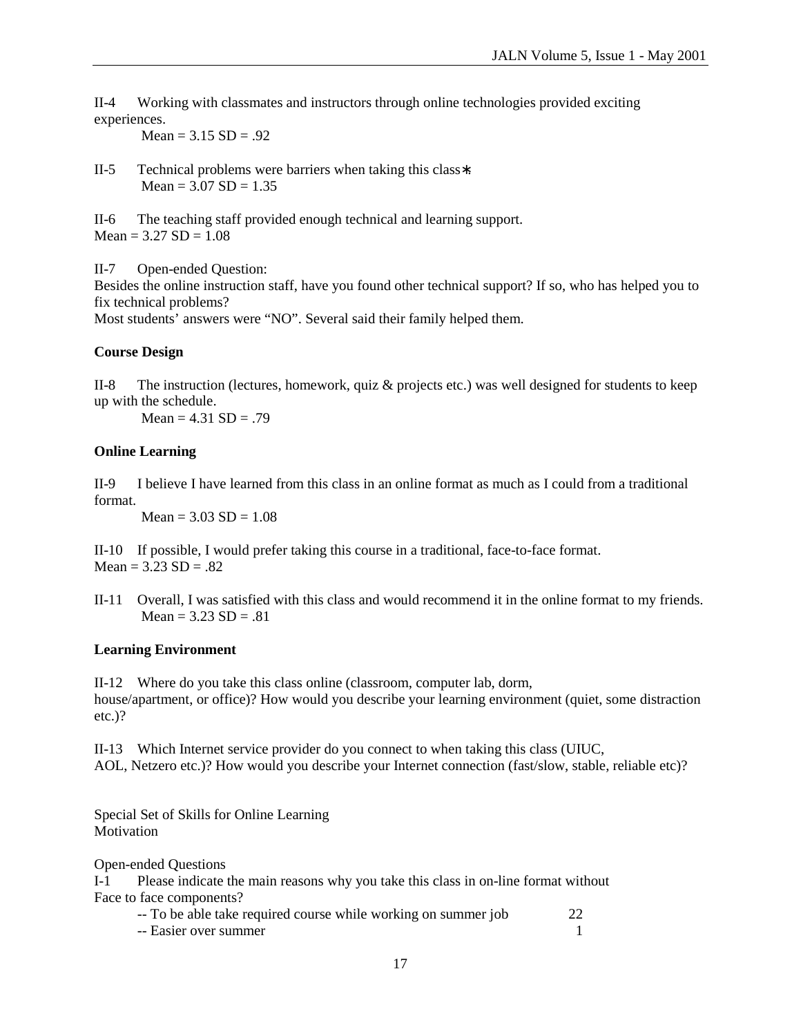II-4 Working with classmates and instructors through online technologies provided exciting experiences.

Mean = 3.15 SD = .92

II-5 Technical problems were barriers when taking this class∗.

Mean = 3.07 SD = 1.35

II-6 The teaching staff provided enough technical and learning support.

Mean = 3.27 SD = 1.08

II-7 Open-ended Question:

Besides the online instruction staff, have you found other technical support? If so, who has helped you to fix technical problems?

Most students' answers were "NO". Several said their family helped them.

**Course Design**

II-8 The instruction (lectures, homework, quiz & projects etc.) was well designed for students to keep up with the schedule.

Mean = 4.31 SD = .79

**Online Learning**

II-9 I believe I have learned from this class in an online format as much as I could from a traditional format.

Mean = 3.03 SD = 1.08

II-10 If possible, I would prefer taking this course in a traditional, face-to-face format.

Mean = 3.23 SD = .82

II-11 Overall, I was satisfied with this class and would recommend it in the online format to my friends.

Mean = 3.23 SD = .81

**Learning Environment**

II-12 Where do you take this class online (classroom, computer lab, dorm, house/apartment, or office)? How would you describe your learning environment (quiet, some distraction etc.)?

II-13 Which Internet service provider do you connect to when taking this class (UIUC, AOL, Netzero etc.)? How would you describe your Internet connection (fast/slow, stable, reliable etc)?

Special Set of Skills for Online Learning

Motivation

Open-ended Questions

I-1 Please indicate the main reasons why you take this class in on-line format without Face to face components?

-- To be able take required course while working on summer job 22

-- Easier over summer 1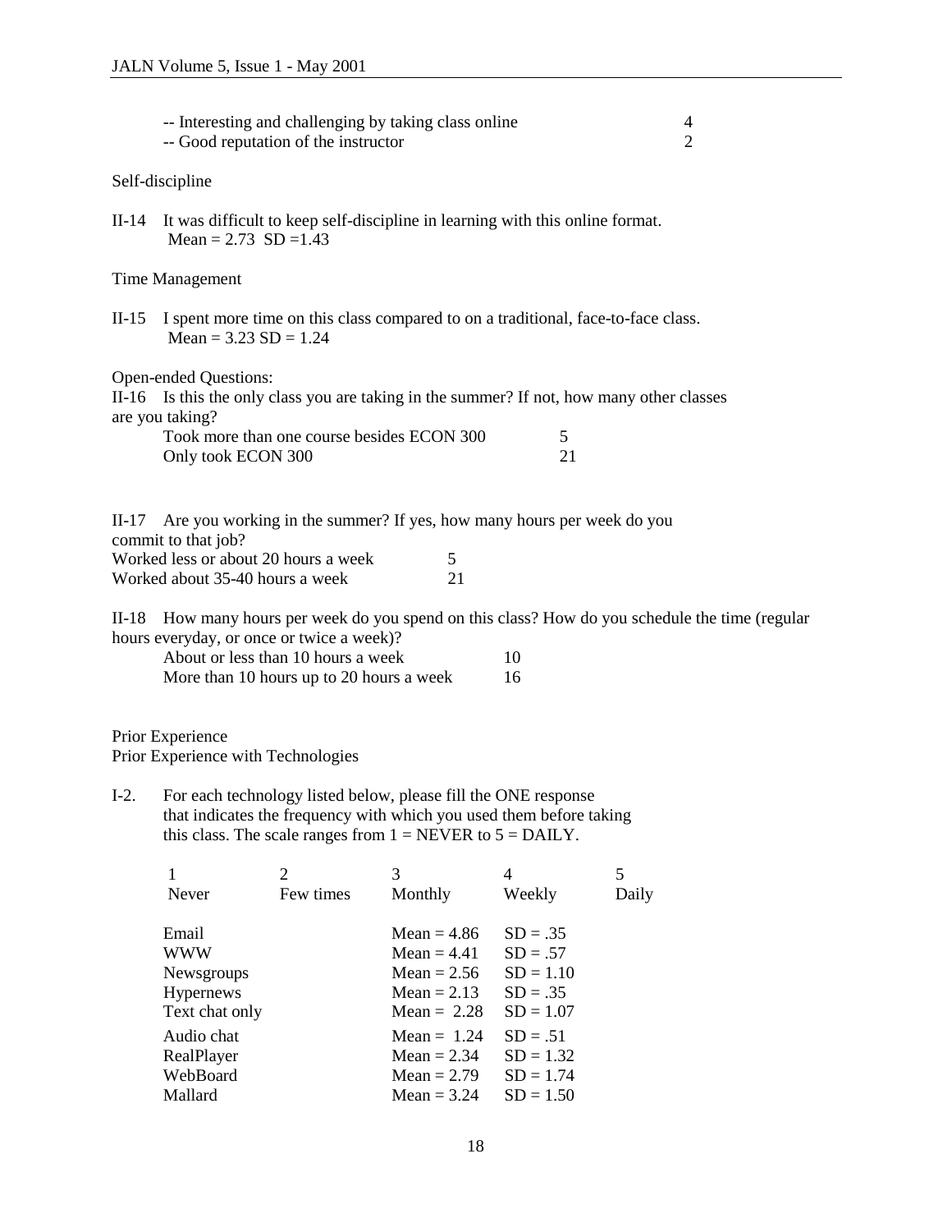| | |
|---|---|
| -- Interesting and challenging by taking class online | 4 |
| -- Good reputation of the instructor | 2 |

Self-discipline

II-14 It was difficult to keep self-discipline in learning with this online format.
Mean = 2.73 SD =1.43

Time Management

II-15 I spent more time on this class compared to on a traditional, face-to-face class.
Mean = 3.23 SD = 1.24

Open-ended Questions:

II-16 Is this the only class you are taking in the summer? If not, how many other classes are you taking?

| | |
|---|---|
| Took more than one course besides ECON 300 | 5 |
| Only took ECON 300 | 21 |

II-17 Are you working in the summer? If yes, how many hours per week do you commit to that job?

| | |
|---|---|
| Worked less or about 20 hours a week | 5 |
| Worked about 35-40 hours a week | 21 |

II-18 How many hours per week do you spend on this class? How do you schedule the time (regular hours everyday, or once or twice a week)?

| | |
|---|---|
| About or less than 10 hours a week | 10 |
| More than 10 hours up to 20 hours a week | 16 |

Prior Experience

Prior Experience with Technologies

I-2. For each technology listed below, please fill the ONE response that indicates the frequency with which you used them before taking this class. The scale ranges from 1 = NEVER to 5 = DAILY.

| 1 Never | 2 Few times | 3 Monthly | 4 Weekly | 5 Daily |
|---|---|---|---|---|
| Email | | Mean = 4.86 | SD = .35 | |
| WWW | | Mean = 4.41 | SD = .57 | |
| Newsgroups | | Mean = 2.56 | SD = 1.10 | |
| Hypernews | | Mean = 2.13 | SD = .35 | |
| Text chat only | | Mean = 2.28 | SD = 1.07 | |
| Audio chat | | Mean = 1.24 | SD = .51 | |
| RealPlayer | | Mean = 2.34 | SD = 1.32 | |
| WebBoard | | Mean = 2.79 | SD = 1.74 | |
| Mallard | | Mean = 3.24 | SD = 1.50 | |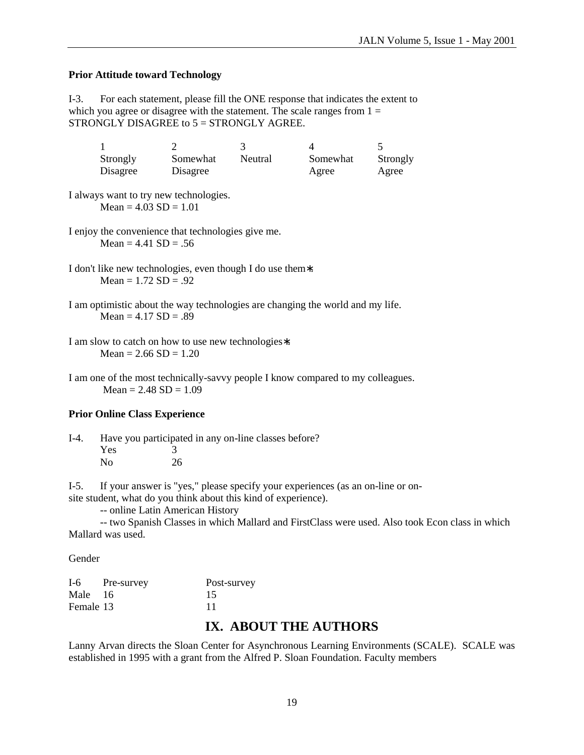**Prior Attitude toward Technology**

I-3. For each statement, please fill the ONE response that indicates the extent to which you agree or disagree with the statement. The scale ranges from 1 = STRONGLY DISAGREE to 5 = STRONGLY AGREE.

| 1 | 2 | 3 | 4 | 5 |
|---|---|---|---|---|
| Strongly Disagree | Somewhat Disagree | Neutral | Somewhat Agree | Strongly Agree |

I always want to try new technologies.
Mean = 4.03 SD = 1.01

I enjoy the convenience that technologies give me.
Mean = 4.41 SD = .56

I don't like new technologies, even though I do use them∗
Mean = 1.72 SD = .92

I am optimistic about the way technologies are changing the world and my life.
Mean = 4.17 SD = .89

I am slow to catch on how to use new technologies∗
Mean = 2.66 SD = 1.20

I am one of the most technically-savvy people I know compared to my colleagues.
Mean = 2.48 SD = 1.09

**Prior Online Class Experience**

I-4. Have you participated in any on-line classes before?

| | |
|---|---|
| Yes | 3 |
| No | 26 |

I-5. If your answer is "yes," please specify your experiences (as an on-line or on-site student, what do you think about this kind of experience).

-- online Latin American History

-- two Spanish Classes in which Mallard and FirstClass were used. Also took Econ class in which Mallard was used.

Gender

| I-6 | Pre-survey | Post-survey |
|---|---|---|
| Male | 16 | 15 |
| Female | 13 | 11 |

## IX. ABOUT THE AUTHORS

Lanny Arvan directs the Sloan Center for Asynchronous Learning Environments (SCALE). SCALE was established in 1995 with a grant from the Alfred P. Sloan Foundation. Faculty members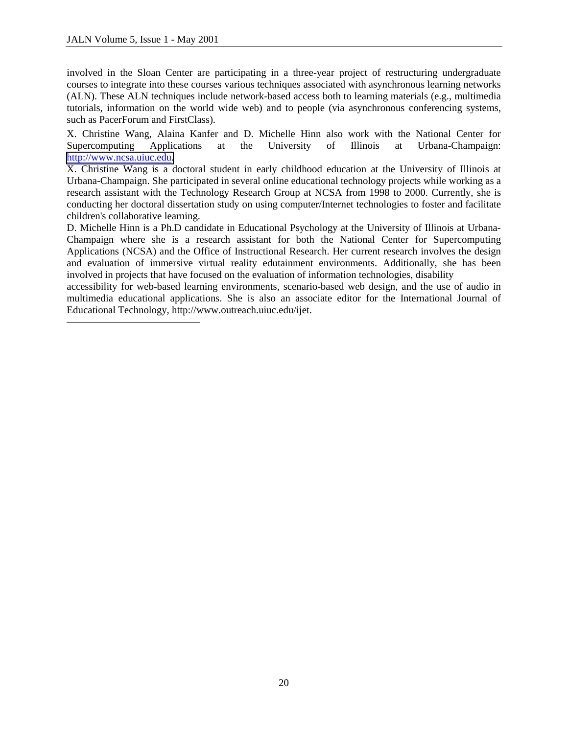involved in the Sloan Center are participating in a three-year project of restructuring undergraduate courses to integrate into these courses various techniques associated with asynchronous learning networks (ALN). These ALN techniques include network-based access both to learning materials (e.g., multimedia tutorials, information on the world wide web) and to people (via asynchronous conferencing systems, such as PacerForum and FirstClass).

X. Christine Wang, Alaina Kanfer and D. Michelle Hinn also work with the National Center for Supercomputing Applications at the University of Illinois at Urbana-Champaign: http://www.ncsa.uiuc.edu.

X. Christine Wang is a doctoral student in early childhood education at the University of Illinois at Urbana-Champaign. She participated in several online educational technology projects while working as a research assistant with the Technology Research Group at NCSA from 1998 to 2000. Currently, she is conducting her doctoral dissertation study on using computer/Internet technologies to foster and facilitate children's collaborative learning.

D. Michelle Hinn is a Ph.D candidate in Educational Psychology at the University of Illinois at Urbana-Champaign where she is a research assistant for both the National Center for Supercomputing Applications (NCSA) and the Office of Instructional Research. Her current research involves the design and evaluation of immersive virtual reality edutainment environments. Additionally, she has been involved in projects that have focused on the evaluation of information technologies, disability accessibility for web-based learning environments, scenario-based web design, and the use of audio in multimedia educational applications. She is also an associate editor for the International Journal of Educational Technology, http://www.outreach.uiuc.edu/ijet.